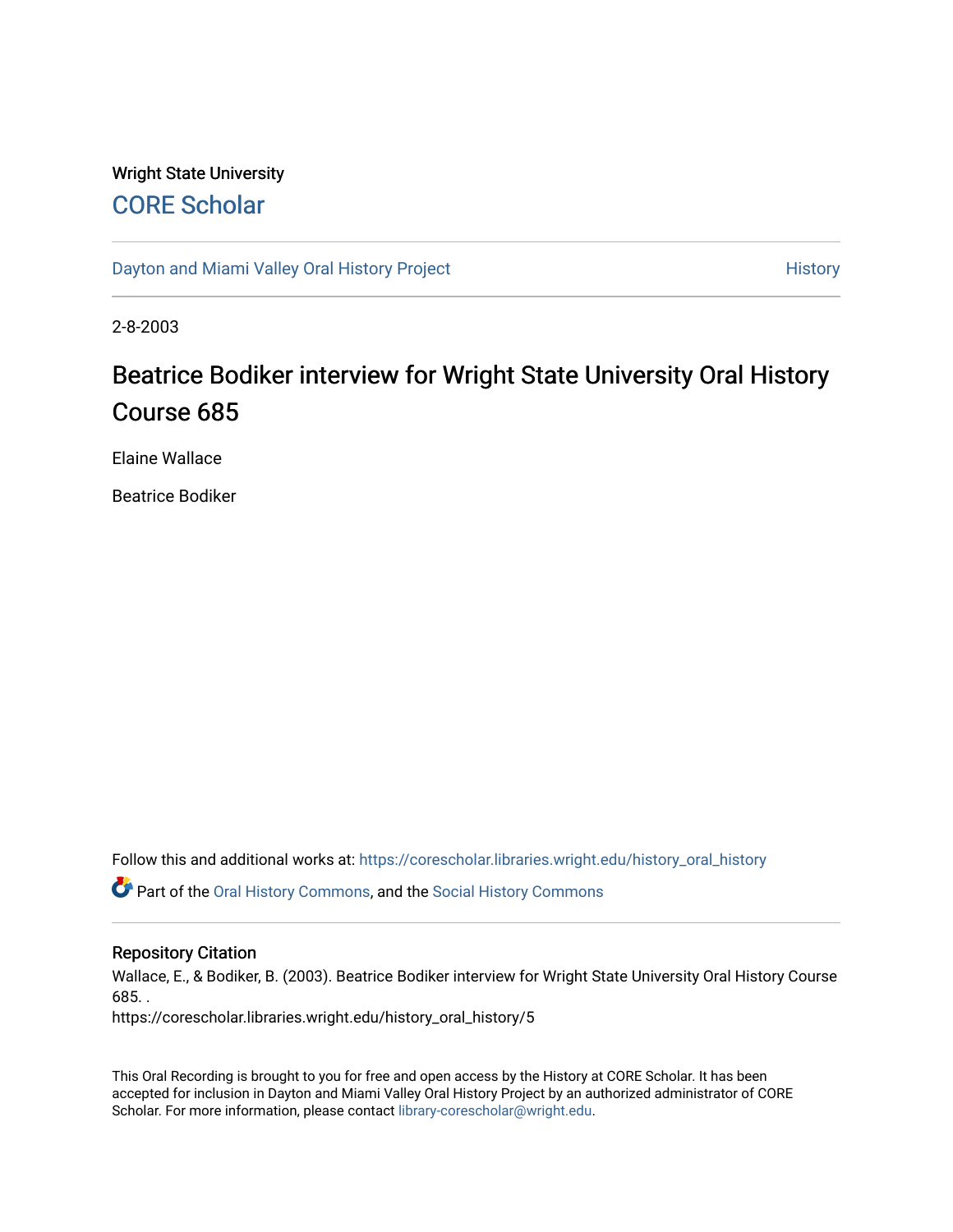Wright State University

## CORE Scholar

Dayton and Miami Valley Oral History Project | History

2-8-2003

# Beatrice Bodiker interview for Wright State University Oral History Course 685

Elaine Wallace

Beatrice Bodiker

Follow this and additional works at: https://corescholar.libraries.wright.edu/history_oral_history

Part of the Oral History Commons, and the Social History Commons

### Repository Citation

Wallace, E., & Bodiker, B. (2003). Beatrice Bodiker interview for Wright State University Oral History Course 685. .
https://corescholar.libraries.wright.edu/history_oral_history/5

This Oral Recording is brought to you for free and open access by the History at CORE Scholar. It has been accepted for inclusion in Dayton and Miami Valley Oral History Project by an authorized administrator of CORE Scholar. For more information, please contact library-corescholar@wright.edu.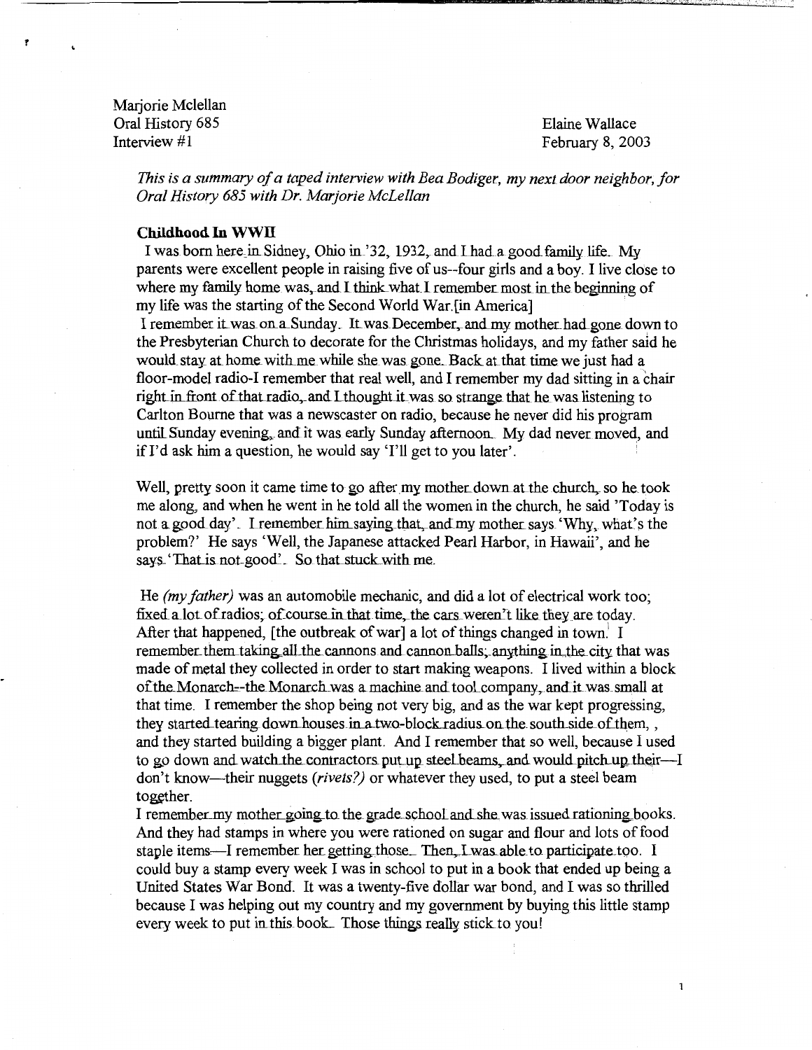Marjorie Mclellan
Oral History 685
Interview #1

Elaine Wallace
February 8, 2003

*This is a summary of a taped interview with Bea Bodiger, my next door neighbor, for Oral History 685 with Dr. Marjorie McLellan*

**Childhood In WWII**

I was born here in Sidney, Ohio in '32, 1932, and I had a good family life. My parents were excellent people in raising five of us--four girls and a boy. I live close to where my family home was, and I think what I remember most in the beginning of my life was the starting of the Second World War.[in America]

I remember it was on a Sunday. It was December, and my mother had gone down to the Presbyterian Church to decorate for the Christmas holidays, and my father said he would stay at home with me while she was gone. Back at that time we just had a floor-model radio-I remember that real well, and I remember my dad sitting in a chair right in front of that radio, and I thought it was so strange that he was listening to Carlton Bourne that was a newscaster on radio, because he never did his program until Sunday evening, and it was early Sunday afternoon. My dad never moved, and if I'd ask him a question, he would say 'I'll get to you later'.

Well, pretty soon it came time to go after my mother down at the church, so he took me along, and when he went in he told all the women in the church, he said 'Today is not a good day'. I remember him saying that, and my mother says 'Why, what's the problem?' He says 'Well, the Japanese attacked Pearl Harbor, in Hawaii', and he says 'That is not good'. So that stuck with me.

He *(my father)* was an automobile mechanic, and did a lot of electrical work too; fixed a lot of radios; of course in that time, the cars weren't like they are today. After that happened, [the outbreak of war] a lot of things changed in town. I remember them taking all the cannons and cannon balls; anything in the city that was made of metal they collected in order to start making weapons. I lived within a block of the Monarch--the Monarch was a machine and tool company, and it was small at that time. I remember the shop being not very big, and as the war kept progressing, they started tearing down houses in a two-block radius on the south side of them, , and they started building a bigger plant. And I remember that so well, because I used to go down and watch the contractors put up steel beams, and would pitch up their—I don't know—their nuggets *(rivets?)* or whatever they used, to put a steel beam together.

I remember my mother going to the grade school and she was issued rationing books. And they had stamps in where you were rationed on sugar and flour and lots of food staple items—I remember her getting those. Then, I was able to participate too. I could buy a stamp every week I was in school to put in a book that ended up being a United States War Bond. It was a twenty-five dollar war bond, and I was so thrilled because I was helping out my country and my government by buying this little stamp every week to put in this book. Those things really stick to you!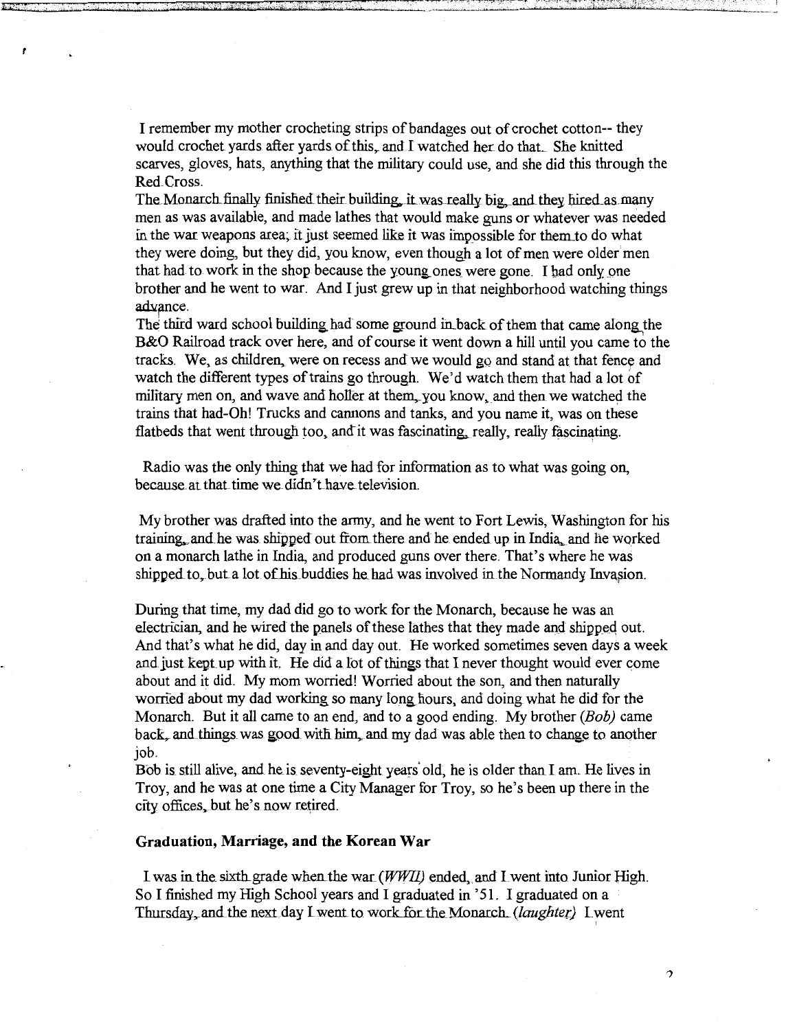I remember my mother crocheting strips of bandages out of crochet cotton-- they would crochet yards after yards of this, and I watched her do that. She knitted scarves, gloves, hats, anything that the military could use, and she did this through the Red Cross.

The Monarch finally finished their building, it was really big, and they hired as many men as was available, and made lathes that would make guns or whatever was needed in the war weapons area; it just seemed like it was impossible for them to do what they were doing, but they did, you know, even though a lot of men were older men that had to work in the shop because the young ones were gone. I had only one brother and he went to war. And I just grew up in that neighborhood watching things advance.

The third ward school building had some ground in back of them that came along the B&O Railroad track over here, and of course it went down a hill until you came to the tracks. We, as children, were on recess and we would go and stand at that fence and watch the different types of trains go through. We'd watch them that had a lot of military men on, and wave and holler at them, you know, and then we watched the trains that had-Oh! Trucks and cannons and tanks, and you name it, was on these flatbeds that went through too, and it was fascinating, really, really fascinating.

Radio was the only thing that we had for information as to what was going on, because at that time we didn't have television.

My brother was drafted into the army, and he went to Fort Lewis, Washington for his training, and he was shipped out from there and he ended up in India, and he worked on a monarch lathe in India, and produced guns over there. That's where he was shipped to, but a lot of his buddies he had was involved in the Normandy Invasion.

During that time, my dad did go to work for the Monarch, because he was an electrician, and he wired the panels of these lathes that they made and shipped out. And that's what he did, day in and day out. He worked sometimes seven days a week and just kept up with it. He did a lot of things that I never thought would ever come about and it did. My mom worried! Worried about the son, and then naturally worried about my dad working so many long hours, and doing what he did for the Monarch. But it all came to an end, and to a good ending. My brother *(Bob)* came back, and things was good with him, and my dad was able then to change to another job.

Bob is still alive, and he is seventy-eight years old, he is older than I am. He lives in Troy, and he was at one time a City Manager for Troy, so he's been up there in the city offices, but he's now retired.

**Graduation, Marriage, and the Korean War**

I was in the sixth grade when the war *(WWII)* ended, and I went into Junior High. So I finished my High School years and I graduated in '51. I graduated on a Thursday, and the next day I went to work for the Monarch. *(laughter)* I went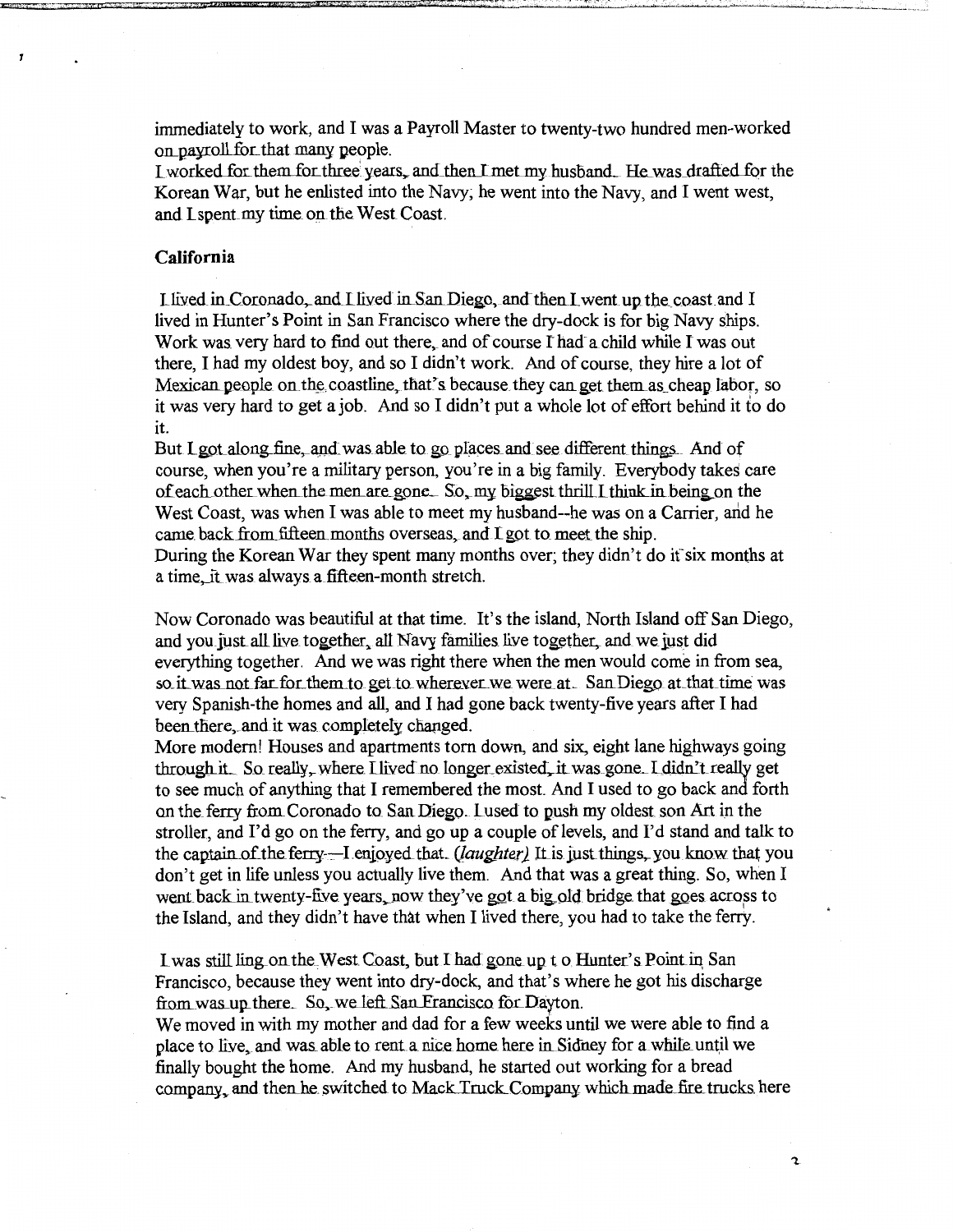immediately to work, and I was a Payroll Master to twenty-two hundred men-worked on payroll for that many people.

I worked for them for three years, and then I met my husband. He was drafted for the Korean War, but he enlisted into the Navy, he went into the Navy, and I went west, and I spent my time on the West Coast.

**California**

I lived in Coronado, and I lived in San Diego, and then I went up the coast and I lived in Hunter's Point in San Francisco where the dry-dock is for big Navy ships. Work was very hard to find out there, and of course I had a child while I was out there, I had my oldest boy, and so I didn't work. And of course, they hire a lot of Mexican people on the coastline, that's because they can get them as cheap labor, so it was very hard to get a job. And so I didn't put a whole lot of effort behind it to do it.

But I got along fine, and was able to go places and see different things. And of course, when you're a military person, you're in a big family. Everybody takes care of each other when the men are gone. So, my biggest thrill I think in being on the West Coast, was when I was able to meet my husband--he was on a Carrier, and he came back from fifteen months overseas, and I got to meet the ship.

During the Korean War they spent many months over; they didn't do it six months at a time, it was always a fifteen-month stretch.

Now Coronado was beautiful at that time. It's the island, North Island off San Diego, and you just all live together, all Navy families live together, and we just did everything together. And we was right there when the men would come in from sea, so it was not far for them to get to wherever we were at. San Diego at that time was very Spanish-the homes and all, and I had gone back twenty-five years after I had been there, and it was completely changed.

More modern! Houses and apartments torn down, and six, eight lane highways going through it. So really, where I lived no longer existed, it was gone. I didn't really get to see much of anything that I remembered the most. And I used to go back and forth on the ferry from Coronado to San Diego. I used to push my oldest son Art in the stroller, and I'd go on the ferry, and go up a couple of levels, and I'd stand and talk to the captain of the ferry—I enjoyed that. *(laughter)* It is just things, you know that you don't get in life unless you actually live them. And that was a great thing. So, when I went back in twenty-five years, now they've got a big old bridge that goes across to the Island, and they didn't have that when I lived there, you had to take the ferry.

I was still ling on the West Coast, but I had gone up t o Hunter's Point in San Francisco, because they went into dry-dock, and that's where he got his discharge from was up there. So, we left San Francisco for Dayton.

We moved in with my mother and dad for a few weeks until we were able to find a place to live, and was able to rent a nice home here in Sidney for a while until we finally bought the home. And my husband, he started out working for a bread company, and then he switched to Mack Truck Company which made fire trucks here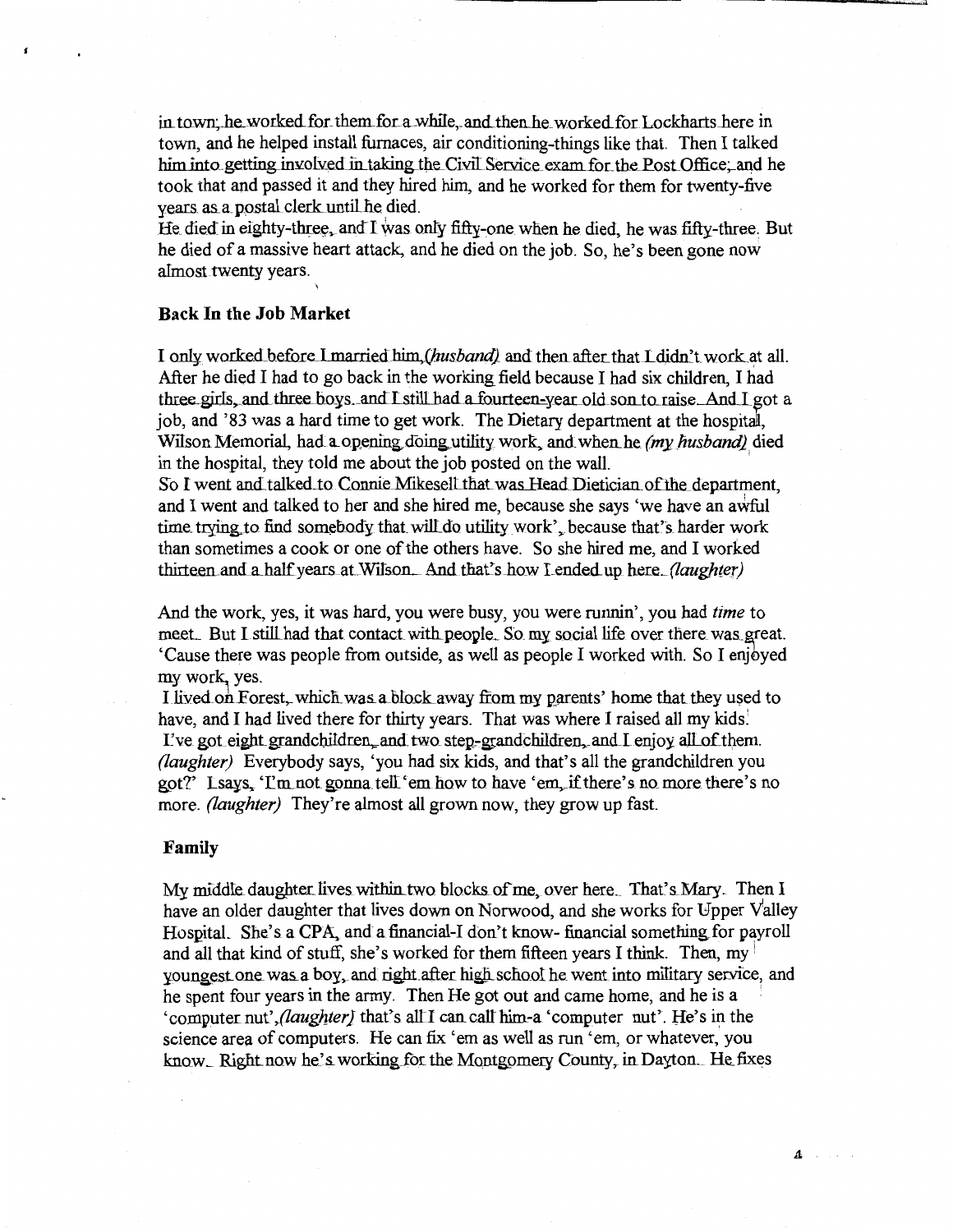in town; he worked for them for a while, and then he worked for Lockharts here in town, and he helped install furnaces, air conditioning-things like that. Then I talked him into getting involved in taking the Civil Service exam for the Post Office; and he took that and passed it and they hired him, and he worked for them for twenty-five years as a postal clerk until he died.
He died in eighty-three, and I was only fifty-one when he died, he was fifty-three. But he died of a massive heart attack, and he died on the job. So, he's been gone now almost twenty years.

### Back In the Job Market

I only worked before I married him,*(husband)* and then after that I didn't work at all. After he died I had to go back in the working field because I had six children, I had three girls, and three boys. and I still had a fourteen-year old son to raise. And I got a job, and '83 was a hard time to get work. The Dietary department at the hospital, Wilson Memorial, had a opening doing utility work, and when he *(my husband)* died in the hospital, they told me about the job posted on the wall.
So I went and talked to Connie Mikesell that was Head Dietician of the department, and I went and talked to her and she hired me, because she says 'we have an awful time trying to find somebody that will do utility work', because that's harder work than sometimes a cook or one of the others have. So she hired me, and I worked thirteen and a half years at Wilson. And that's how I ended up here. *(laughter)*

And the work, yes, it was hard, you were busy, you were runnin', you had *time* to meet. But I still had that contact with people. So my social life over there was great. 'Cause there was people from outside, as well as people I worked with. So I enjoyed my work, yes.
I lived on Forest, which was a block away from my parents' home that they used to have, and I had lived there for thirty years. That was where I raised all my kids.
I've got eight grandchildren, and two step-grandchildren, and I enjoy all of them. *(laughter)* Everybody says, 'you had six kids, and that's all the grandchildren you got?' I says, 'I'm not gonna tell 'em how to have 'em, if there's no more there's no more. *(laughter)* They're almost all grown now, they grow up fast.

### Family

My middle daughter lives within two blocks of me, over here. That's Mary. Then I have an older daughter that lives down on Norwood, and she works for Upper Valley Hospital. She's a CPA, and a financial-I don't know- financial something for payroll and all that kind of stuff, she's worked for them fifteen years I think. Then, my youngest one was a boy, and right after high school he went into military service, and he spent four years in the army. Then He got out and came home, and he is a 'computer nut',*(laughter)* that's all I can call him-a 'computer nut'. He's in the science area of computers. He can fix 'em as well as run 'em, or whatever, you know. Right now he's working for the Montgomery County, in Dayton. He fixes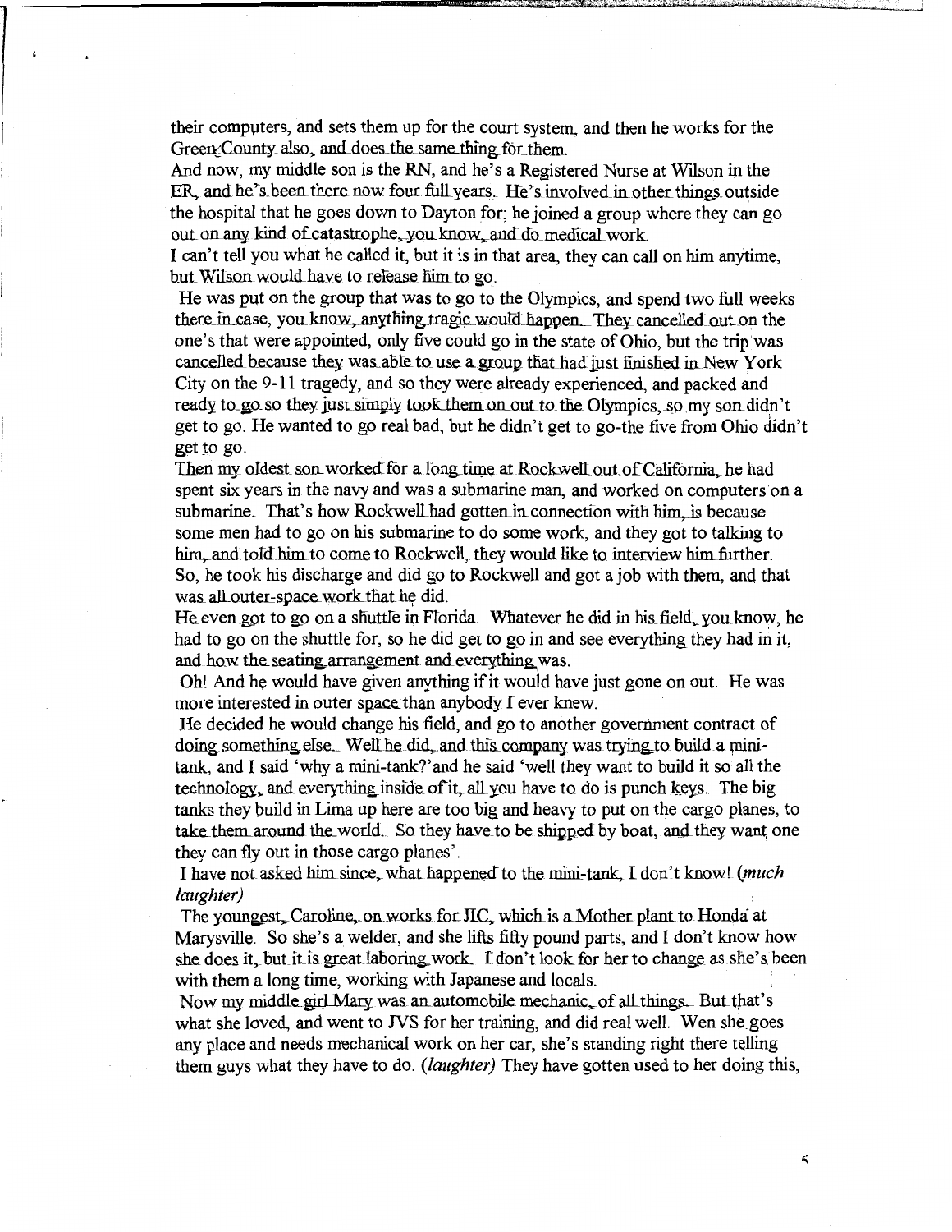their computers, and sets them up for the court system, and then he works for the Green County also, and does the same thing for them.

And now, my middle son is the RN, and he's a Registered Nurse at Wilson in the ER, and he's been there now four full years. He's involved in other things outside the hospital that he goes down to Dayton for; he joined a group where they can go out on any kind of catastrophe, you know, and do medical work.

I can't tell you what he called it, but it is in that area, they can call on him anytime, but Wilson would have to release him to go.

He was put on the group that was to go to the Olympics, and spend two full weeks there in case, you know, anything tragic would happen. They cancelled out on the one's that were appointed, only five could go in the state of Ohio, but the trip was cancelled because they was able to use a group that had just finished in New York City on the 9-11 tragedy, and so they were already experienced, and packed and ready to go so they just simply took them on out to the Olympics, so my son didn't get to go. He wanted to go real bad, but he didn't get to go-the five from Ohio didn't get to go.

Then my oldest son worked for a long time at Rockwell out of California, he had spent six years in the navy and was a submarine man, and worked on computers on a submarine. That's how Rockwell had gotten in connection with him, is because some men had to go on his submarine to do some work, and they got to talking to him, and told him to come to Rockwell, they would like to interview him further. So, he took his discharge and did go to Rockwell and got a job with them, and that was all outer-space work that he did.

He even got to go on a shuttle in Florida. Whatever he did in his field, you know, he had to go on the shuttle for, so he did get to go in and see everything they had in it, and how the seating arrangement and everything was.

Oh! And he would have given anything if it would have just gone on out. He was more interested in outer space than anybody I ever knew.

He decided he would change his field, and go to another government contract of doing something else. Well he did, and this company was trying to build a mini-tank, and I said 'why a mini-tank?' and he said 'well they want to build it so all the technology, and everything inside of it, all you have to do is punch keys. The big tanks they build in Lima up here are too big and heavy to put on the cargo planes, to take them around the world. So they have to be shipped by boat, and they want one they can fly out in those cargo planes'.

I have not asked him since, what happened to the mini-tank, I don't know! *(much laughter)*

The youngest, Caroline, on works for JIC, which is a Mother plant to Honda at Marysville. So she's a welder, and she lifts fifty pound parts, and I don't know how she does it, but it is great laboring work. I don't look for her to change as she's been with them a long time, working with Japanese and locals.

Now my middle girl Mary was an automobile mechanic, of all things. But that's what she loved, and went to JVS for her training, and did real well. Wen she goes any place and needs mechanical work on her car, she's standing right there telling them guys what they have to do. *(laughter)* They have gotten used to her doing this,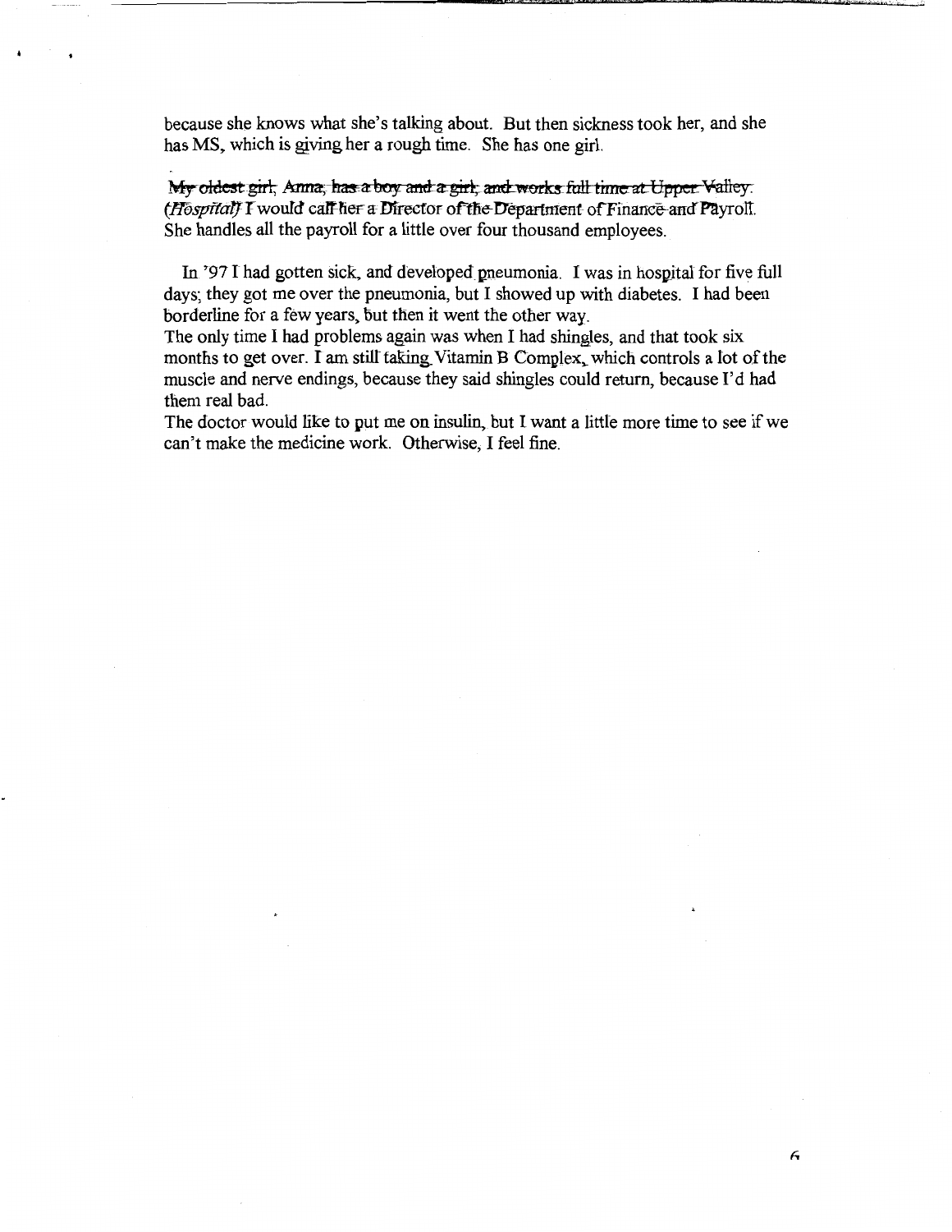because she knows what she's talking about. But then sickness took her, and she has MS, which is giving her a rough time. She has one girl.

My oldest girl, Anna, has a boy and a girl, and works full time at Upper Valley (Hospital) I would call her a Director of the Department of Finance and Payroll. She handles all the payroll for a little over four thousand employees.

In '97 I had gotten sick, and developed pneumonia. I was in hospital for five full days; they got me over the pneumonia, but I showed up with diabetes. I had been borderline for a few years, but then it went the other way.

The only time I had problems again was when I had shingles, and that took six months to get over. I am still taking Vitamin B Complex, which controls a lot of the muscle and nerve endings, because they said shingles could return, because I'd had them real bad.

The doctor would like to put me on insulin, but I want a little more time to see if we can't make the medicine work. Otherwise, I feel fine.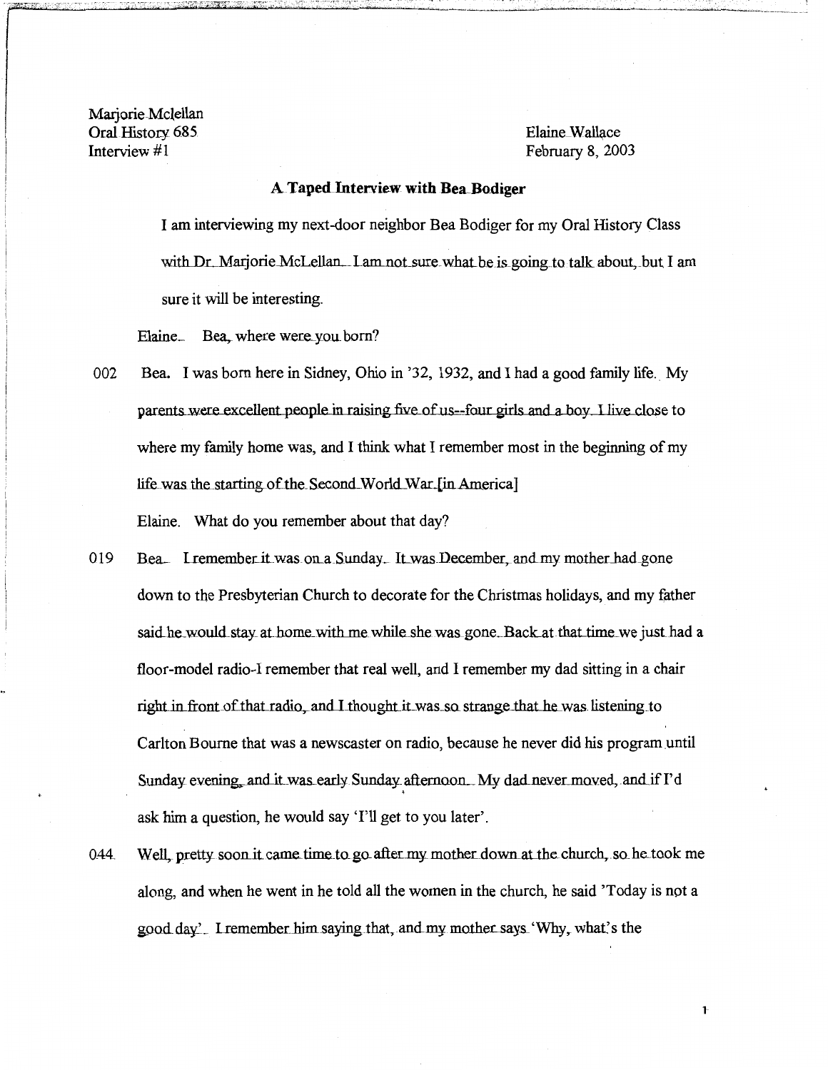Marjorie Mclellan
Oral History 685
Interview #1

Elaine Wallace
February 8, 2003

**A Taped Interview with Bea Bodiger**

I am interviewing my next-door neighbor Bea Bodiger for my Oral History Class with Dr. Marjorie McLellan. I am not sure what be is going to talk about, but I am sure it will be interesting.

Elaine. Bea, where were you born?

002 Bea. I was born here in Sidney, Ohio in '32, 1932, and I had a good family life. My parents were excellent people in raising five of us--four girls and a boy. I live close to where my family home was, and I think what I remember most in the beginning of my life was the starting of the Second World War [in America]

Elaine. What do you remember about that day?

019 Bea. I remember it was on a Sunday. It was December, and my mother had gone down to the Presbyterian Church to decorate for the Christmas holidays, and my father said he would stay at home with me while she was gone. Back at that time we just had a floor-model radio-I remember that real well, and I remember my dad sitting in a chair right in front of that radio, and I thought it was so strange that he was listening to Carlton Bourne that was a newscaster on radio, because he never did his program until Sunday evening, and it was early Sunday afternoon. My dad never moved, and if I'd ask him a question, he would say 'I'll get to you later'.

044 Well, pretty soon it came time to go after my mother down at the church, so he took me along, and when he went in he told all the women in the church, he said 'Today is not a good day'. I remember him saying that, and my mother says 'Why, what's the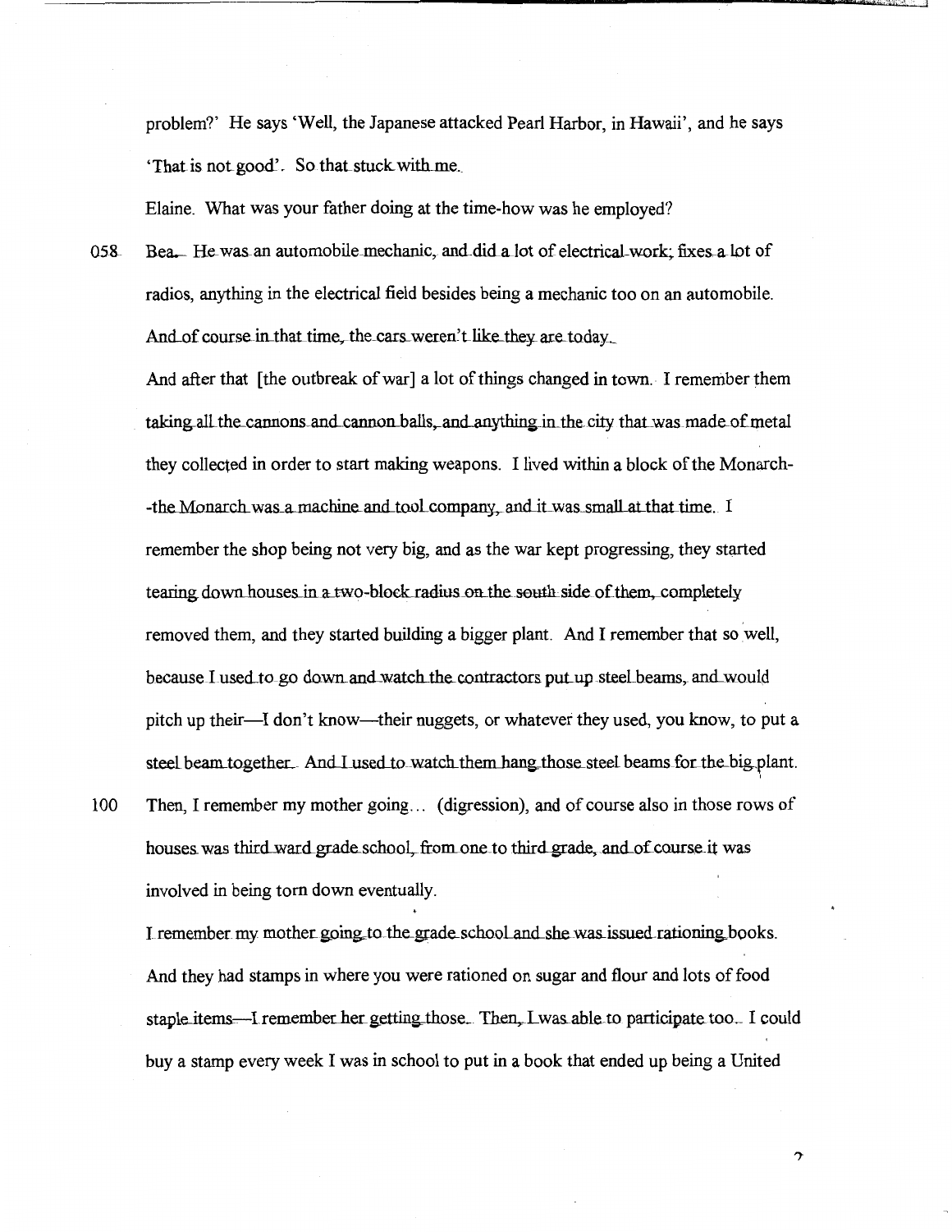problem?' He says 'Well, the Japanese attacked Pearl Harbor, in Hawaii', and he says 'That is not good'. So that stuck with me.

Elaine. What was your father doing at the time-how was he employed?

058 Bea. He was an automobile mechanic, and did a lot of electrical work; fixes a lot of radios, anything in the electrical field besides being a mechanic too on an automobile. And of course in that time, the cars weren't like they are today.

And after that [the outbreak of war] a lot of things changed in town. I remember them taking all the cannons and cannon balls, and anything in the city that was made of metal they collected in order to start making weapons. I lived within a block of the Monarch--the Monarch was a machine and tool company, and it was small at that time. I remember the shop being not very big, and as the war kept progressing, they started tearing down houses in a two-block radius on the south side of them, completely removed them, and they started building a bigger plant. And I remember that so well, because I used to go down and watch the contractors put up steel beams, and would pitch up their—I don't know—their nuggets, or whatever they used, you know, to put a steel beam together. And I used to watch them hang those steel beams for the big plant.

100 Then, I remember my mother going… (digression), and of course also in those rows of houses was third ward grade school, from one to third grade, and of course it was involved in being torn down eventually.

I remember my mother going to the grade school and she was issued rationing books. And they had stamps in where you were rationed on sugar and flour and lots of food staple items—I remember her getting those. Then, I was able to participate too. I could buy a stamp every week I was in school to put in a book that ended up being a United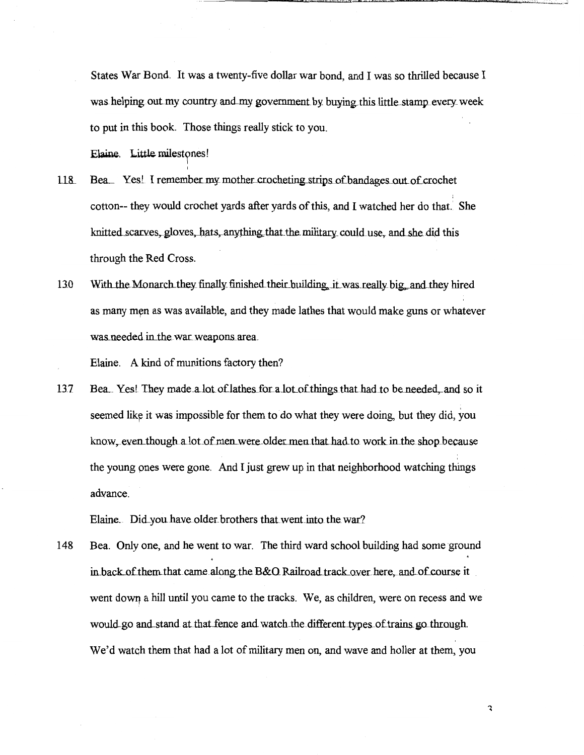States War Bond. It was a twenty-five dollar war bond, and I was so thrilled because I was helping out my country and my government by buying this little stamp every week to put in this book. Those things really stick to you.

Elaine. Little milestones!

118 Bea. Yes! I remember my mother crocheting strips of bandages out of crochet cotton-- they would crochet yards after yards of this, and I watched her do that. She knitted scarves, gloves, hats, anything that the military could use, and she did this through the Red Cross.

130 With the Monarch they finally finished their building, it was really big, and they hired as many men as was available, and they made lathes that would make guns or whatever was needed in the war weapons area.

Elaine. A kind of munitions factory then?

137 Bea. Yes! They made a lot of lathes for a lot of things that had to be needed, and so it seemed like it was impossible for them to do what they were doing, but they did, you know, even though a lot of men were older men that had to work in the shop because the young ones were gone. And I just grew up in that neighborhood watching things advance.

Elaine. Did you have older brothers that went into the war?

148 Bea. Only one, and he went to war. The third ward school building had some ground in back of them that came along the B&O Railroad track over here, and of course it went down a hill until you came to the tracks. We, as children, were on recess and we would go and stand at that fence and watch the different types of trains go through. We'd watch them that had a lot of military men on, and wave and holler at them, you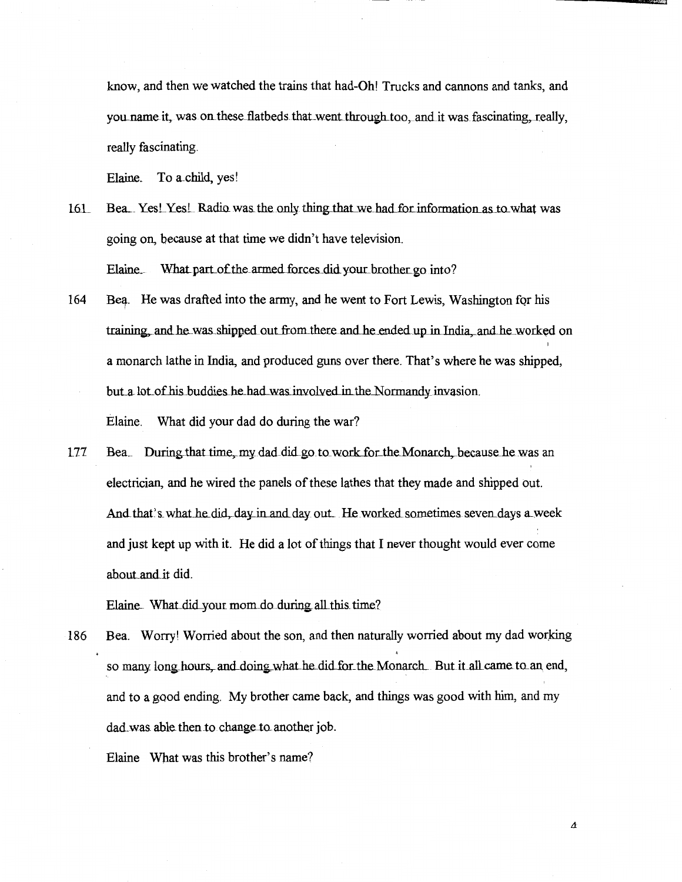know, and then we watched the trains that had-Oh! Trucks and cannons and tanks, and you name it, was on these flatbeds that went through too, and it was fascinating, really, really fascinating.

Elaine. To a child, yes!

161 Bea. Yes! Yes! Radio was the only thing that we had for information as to what was going on, because at that time we didn't have television.

Elaine. What part of the armed forces did your brother go into?

164 Bea. He was drafted into the army, and he went to Fort Lewis, Washington for his training, and he was shipped out from there and he ended up in India, and he worked on a monarch lathe in India, and produced guns over there. That's where he was shipped, but a lot of his buddies he had was involved in the Normandy invasion.

Elaine. What did your dad do during the war?

177 Bea. During that time, my dad did go to work for the Monarch, because he was an electrician, and he wired the panels of these lathes that they made and shipped out. And that's what he did, day in and day out. He worked sometimes seven days a week and just kept up with it. He did a lot of things that I never thought would ever come about and it did.

Elaine. What did your mom do during all this time?

186 Bea. Worry! Worried about the son, and then naturally worried about my dad working so many long hours, and doing what he did for the Monarch. But it all came to an end, and to a good ending. My brother came back, and things was good with him, and my dad was able then to change to another job.

Elaine What was this brother's name?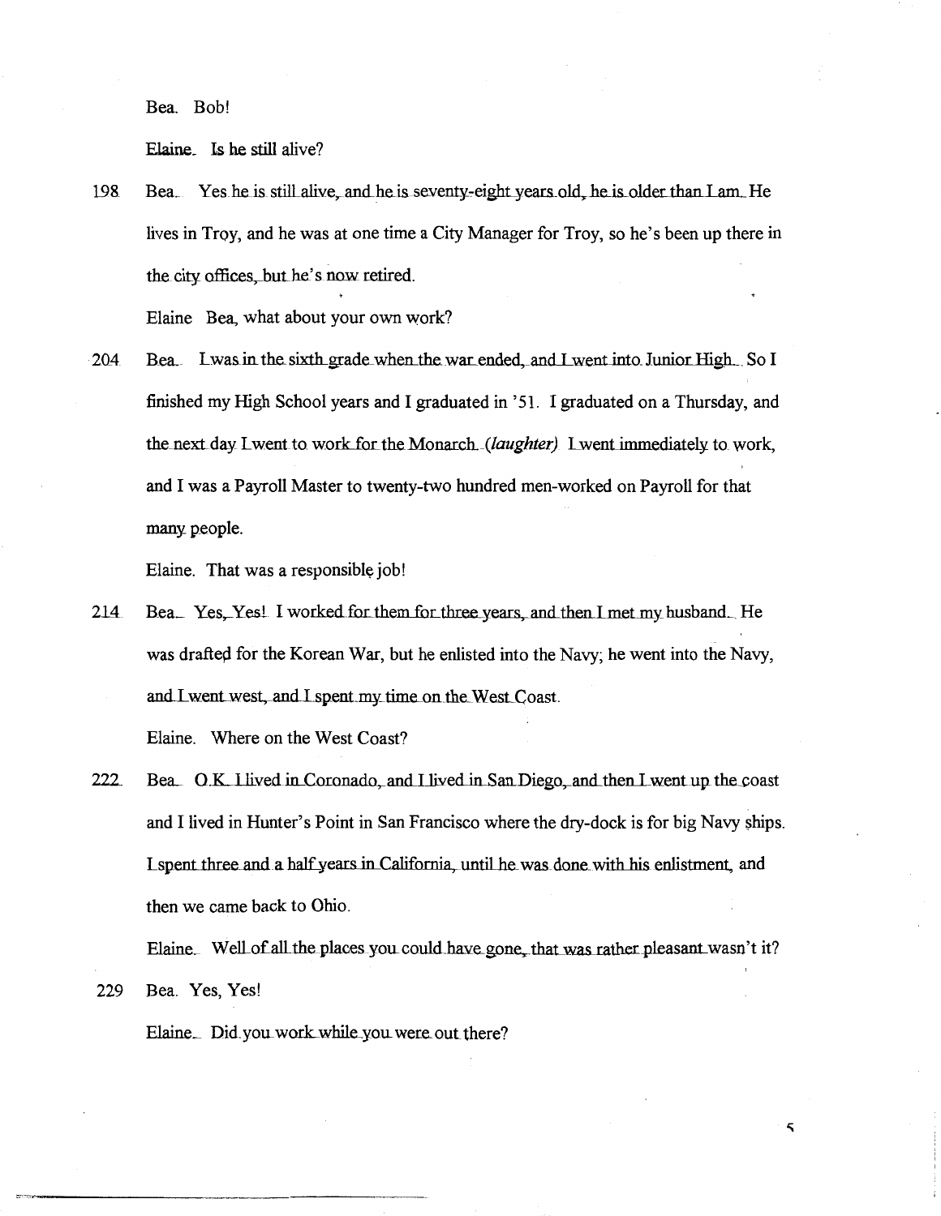Bea. Bob!

Elaine. Is he still alive?

198 Bea. Yes he is still alive, and he is seventy-eight years old, he is older than I am. He lives in Troy, and he was at one time a City Manager for Troy, so he's been up there in the city offices, but he's now retired.

Elaine Bea, what about your own work?

204 Bea. I was in the sixth grade when the war ended, and I went into Junior High. So I finished my High School years and I graduated in '51. I graduated on a Thursday, and the next day I went to work for the Monarch. *(laughter)* I went immediately to work, and I was a Payroll Master to twenty-two hundred men-worked on Payroll for that many people.

Elaine. That was a responsible job!

214 Bea. Yes, Yes! I worked for them for three years, and then I met my husband. He was drafted for the Korean War, but he enlisted into the Navy; he went into the Navy, and I went west, and I spent my time on the West Coast.

Elaine. Where on the West Coast?

222 Bea. O.K. I lived in Coronado, and I lived in San Diego, and then I went up the coast and I lived in Hunter's Point in San Francisco where the dry-dock is for big Navy ships. I spent three and a half years in California, until he was done with his enlistment, and then we came back to Ohio.

Elaine. Well of all the places you could have gone, that was rather pleasant wasn't it?

229 Bea. Yes, Yes!

Elaine. Did you work while you were out there?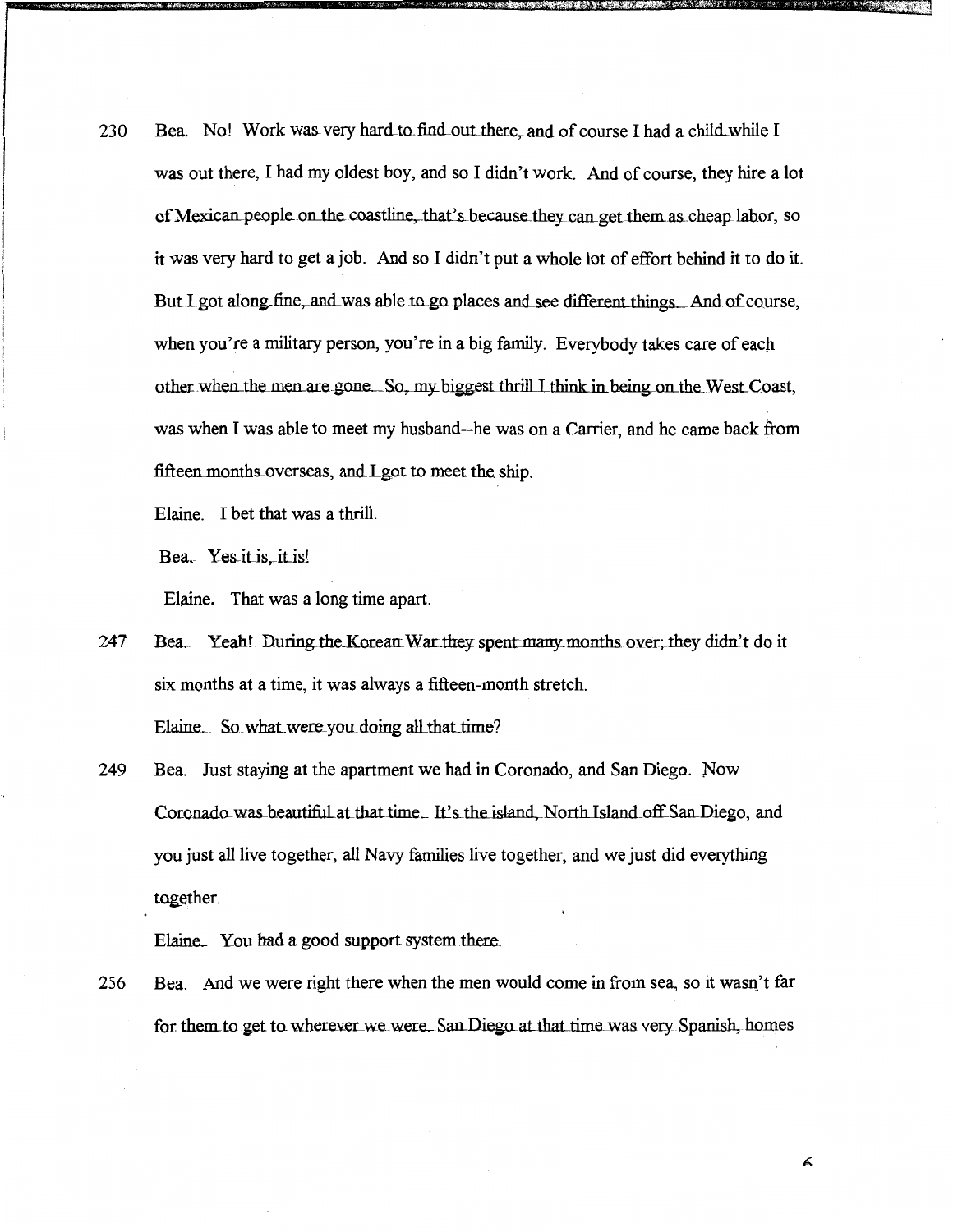230 Bea. No! Work was very hard to find out there, and of course I had a child while I was out there, I had my oldest boy, and so I didn't work. And of course, they hire a lot of Mexican people on the coastline, that's because they can get them as cheap labor, so it was very hard to get a job. And so I didn't put a whole lot of effort behind it to do it. But I got along fine, and was able to go places and see different things. And of course, when you're a military person, you're in a big family. Everybody takes care of each other when the men are gone. So, my biggest thrill I think in being on the West Coast, was when I was able to meet my husband--he was on a Carrier, and he came back from fifteen months overseas, and I got to meet the ship.

Elaine. I bet that was a thrill.

Bea. Yes it is, it is!

Elaine. That was a long time apart.

247 Bea. Yeah! During the Korean War they spent many months over; they didn't do it six months at a time, it was always a fifteen-month stretch.

Elaine. So what were you doing all that time?

249 Bea. Just staying at the apartment we had in Coronado, and San Diego. Now Coronado was beautiful at that time. It's the island, North Island off San Diego, and you just all live together, all Navy families live together, and we just did everything together.

Elaine. You had a good support system there.

256 Bea. And we were right there when the men would come in from sea, so it wasn't far for them to get to wherever we were. San Diego at that time was very Spanish, homes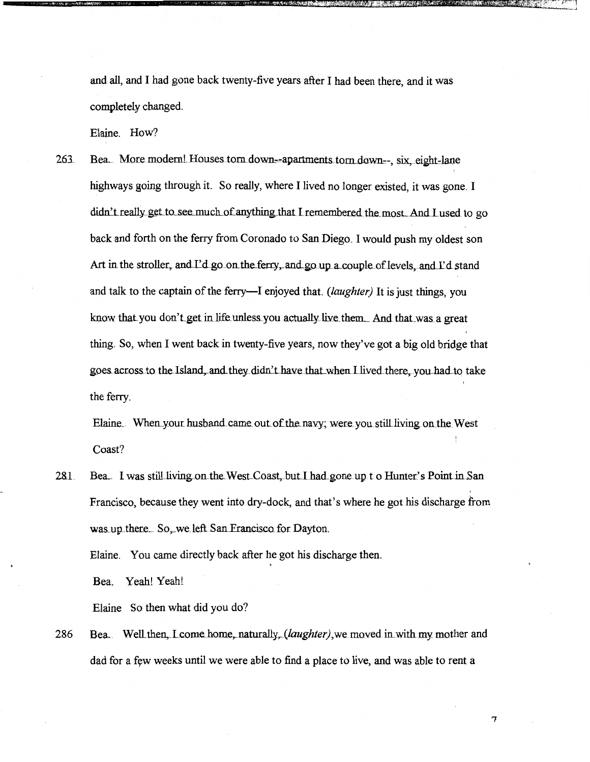and all, and I had gone back twenty-five years after I had been there, and it was completely changed.

Elaine. How?

263 Bea. More modern! Houses torn down--apartments torn down--, six, eight-lane highways going through it. So really, where I lived no longer existed, it was gone. I didn't really get to see much of anything that I remembered the most. And I used to go back and forth on the ferry from Coronado to San Diego. I would push my oldest son Art in the stroller, and I'd go on the ferry, and go up a couple of levels, and I'd stand and talk to the captain of the ferry—I enjoyed that. *(laughter)* It is just things, you know that you don't get in life unless you actually live them. And that was a great thing. So, when I went back in twenty-five years, now they've got a big old bridge that goes across to the Island, and they didn't have that when I lived there, you had to take the ferry.

Elaine. When your husband came out of the navy; were you still living on the West Coast?

281 Bea. I was still living on the West Coast, but I had gone up t o Hunter's Point in San Francisco, because they went into dry-dock, and that's where he got his discharge from was up there. So, we left San Francisco for Dayton.

Elaine. You came directly back after he got his discharge then.

Bea. Yeah! Yeah!

Elaine So then what did you do?

286 Bea. Well then, I come home, naturally, *(laughter)*, we moved in with my mother and dad for a few weeks until we were able to find a place to live, and was able to rent a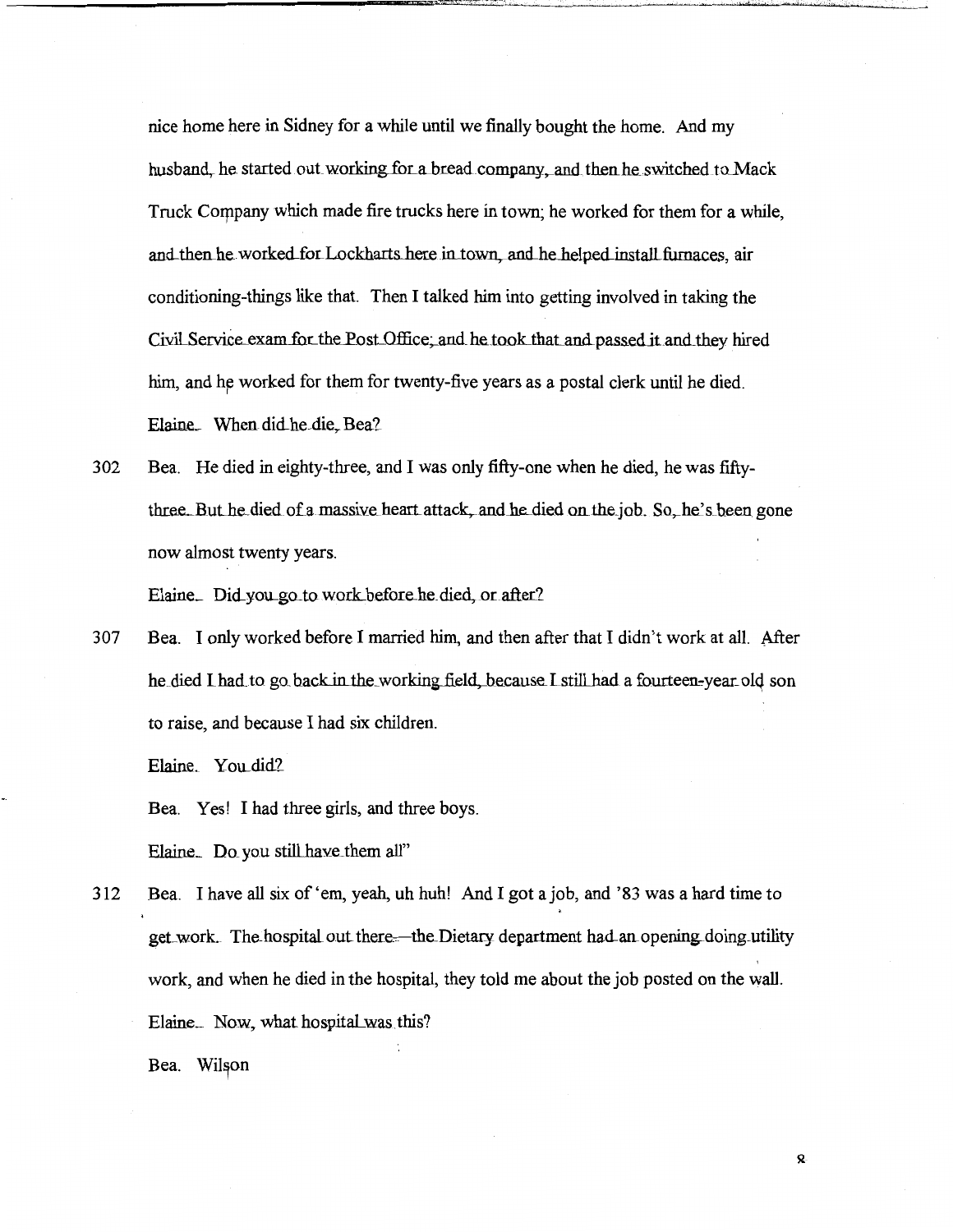nice home here in Sidney for a while until we finally bought the home. And my husband, he started out working for a bread company, and then he switched to Mack Truck Company which made fire trucks here in town; he worked for them for a while, and then he worked for Lockharts here in town, and he helped install furnaces, air conditioning-things like that. Then I talked him into getting involved in taking the Civil Service exam for the Post Office; and he took that and passed it and they hired him, and he worked for them for twenty-five years as a postal clerk until he died.

Elaine. When did he die, Bea?

302 Bea. He died in eighty-three, and I was only fifty-one when he died, he was fifty-three. But he died of a massive heart attack, and he died on the job. So, he's been gone now almost twenty years.

Elaine. Did you go to work before he died, or after?

307 Bea. I only worked before I married him, and then after that I didn't work at all. After he died I had to go back in the working field, because I still had a fourteen-year old son to raise, and because I had six children.

Elaine. You did?

Bea. Yes! I had three girls, and three boys.

Elaine. Do you still have them all"

312 Bea. I have all six of 'em, yeah, uh huh! And I got a job, and '83 was a hard time to get work. The hospital out there—the Dietary department had an opening doing utility work, and when he died in the hospital, they told me about the job posted on the wall.

Elaine. Now, what hospital was this?

Bea. Wilson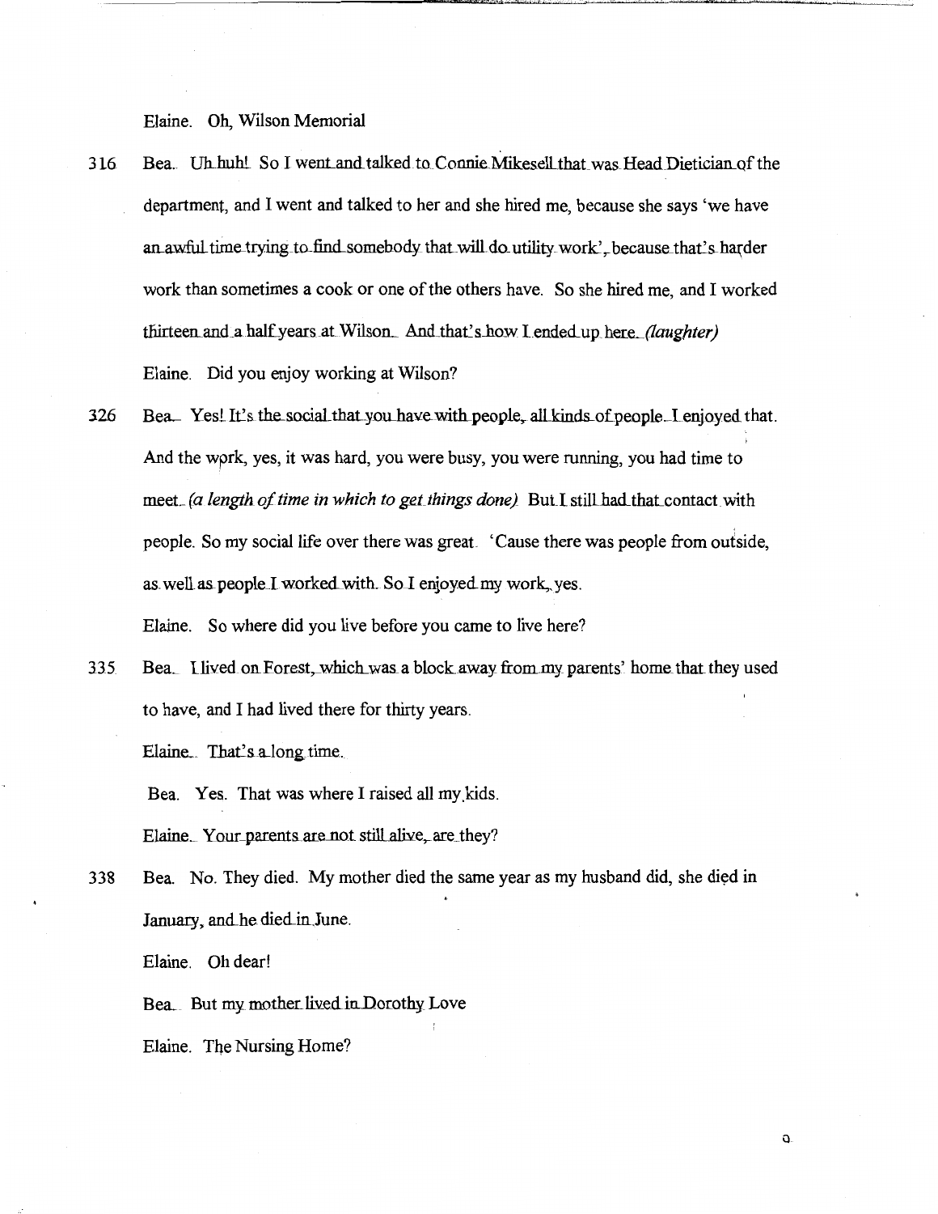Elaine. Oh, Wilson Memorial

316 Bea. Uh huh! So I went and talked to Connie Mikesell that was Head Dietician of the department, and I went and talked to her and she hired me, because she says 'we have an awful time trying to find somebody that will do utility work', because that's harder work than sometimes a cook or one of the others have. So she hired me, and I worked thirteen and a half years at Wilson. And that's how I ended up here. *(laughter)*

Elaine. Did you enjoy working at Wilson?

326 Bea. Yes! It's the social that you have with people, all kinds of people. I enjoyed that. And the work, yes, it was hard, you were busy, you were running, you had time to meet. *(a length of time in which to get things done)* But I still had that contact with people. So my social life over there was great. 'Cause there was people from outside, as well as people I worked with. So I enjoyed my work, yes.

Elaine. So where did you live before you came to live here?

335 Bea. I lived on Forest, which was a block away from my parents' home that they used to have, and I had lived there for thirty years.

Elaine. That's a long time.

Bea. Yes. That was where I raised all my kids.

Elaine. Your parents are not still alive, are they?

338 Bea. No. They died. My mother died the same year as my husband did, she died in January, and he died in June.

Elaine. Oh dear!

Bea. But my mother lived in Dorothy Love

Elaine. The Nursing Home?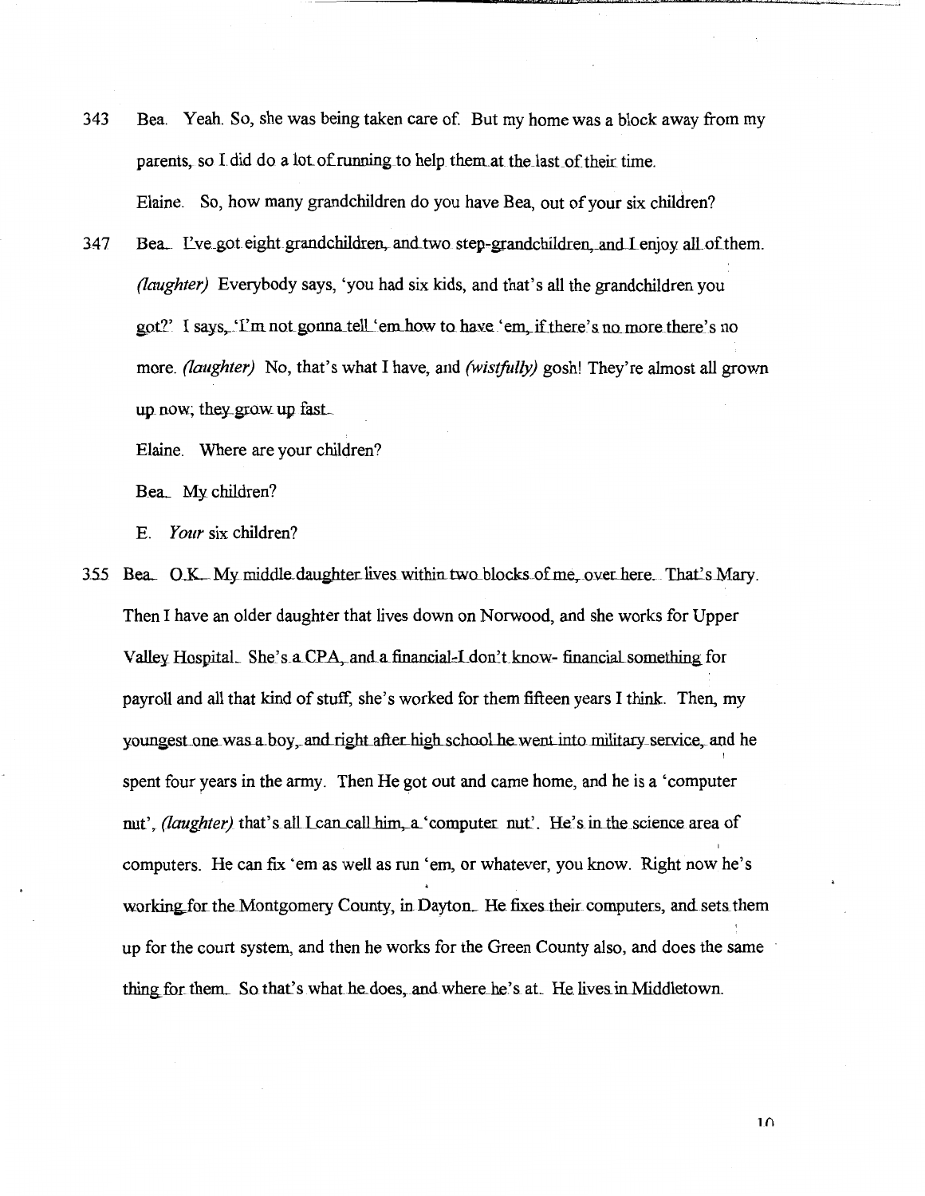343 Bea. Yeah. So, she was being taken care of. But my home was a block away from my parents, so I did do a lot of running to help them at the last of their time.

Elaine. So, how many grandchildren do you have Bea, out of your six children?

347 Bea. I've got eight grandchildren, and two step-grandchildren, and I enjoy all of them. *(laughter)* Everybody says, 'you had six kids, and that's all the grandchildren you got?' I says, 'I'm not gonna tell 'em how to have 'em, if there's no more there's no more. *(laughter)* No, that's what I have, and *(wistfully)* gosh! They're almost all grown up now; they grow up fast.

Elaine. Where are your children?

Bea. My children?

E. *Your* six children?

355 Bea. O.K. My middle daughter lives within two blocks of me, over here. That's Mary. Then I have an older daughter that lives down on Norwood, and she works for Upper Valley Hospital. She's a CPA, and a financial-I don't know- financial something for payroll and all that kind of stuff, she's worked for them fifteen years I think. Then, my youngest one was a boy, and right after high school he went into military service, and he spent four years in the army. Then He got out and came home, and he is a 'computer nut', *(laughter)* that's all I can call him, a 'computer nut'. He's in the science area of computers. He can fix 'em as well as run 'em, or whatever, you know. Right now he's working for the Montgomery County, in Dayton. He fixes their computers, and sets them up for the court system, and then he works for the Green County also, and does the same thing for them. So that's what he does, and where he's at. He lives in Middletown.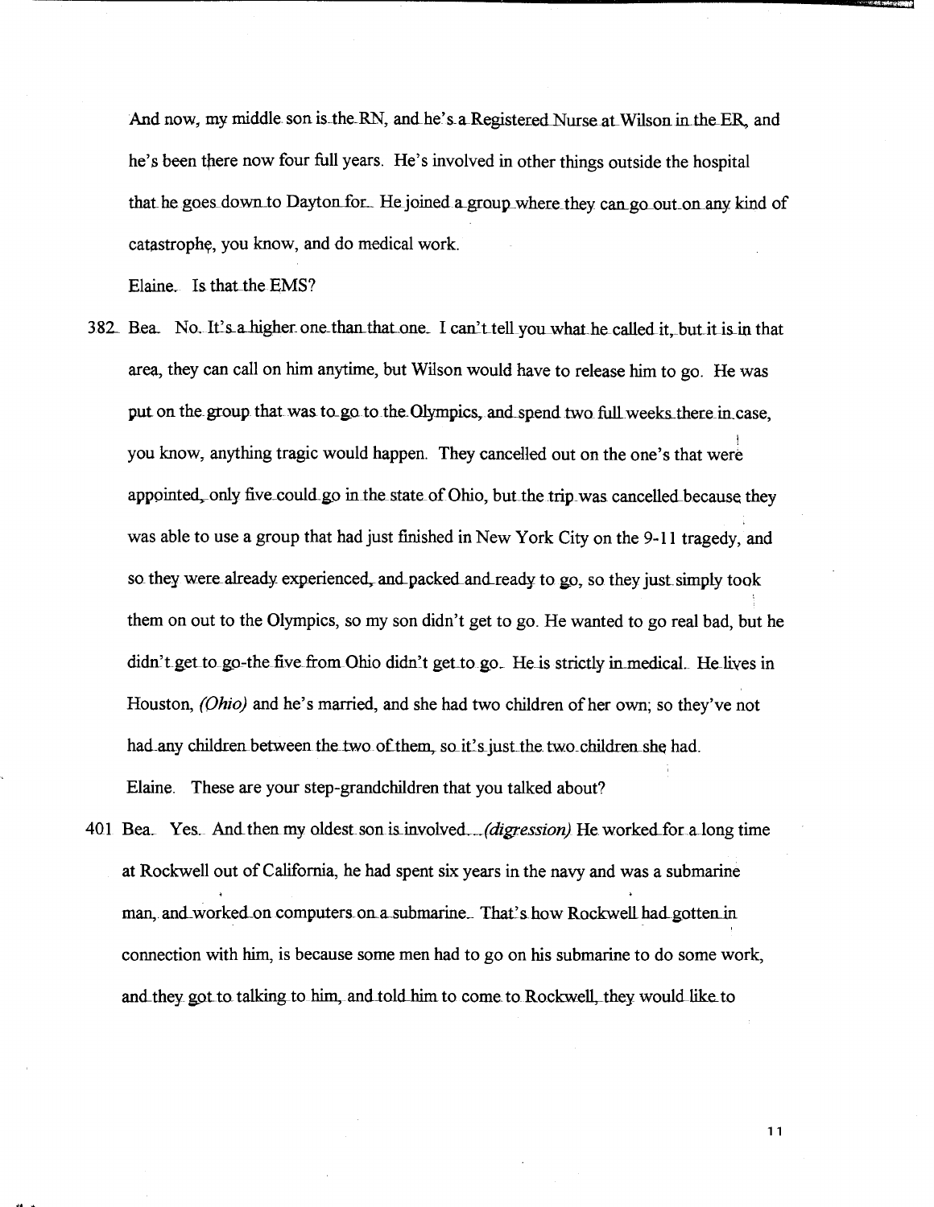And now, my middle son is the RN, and he's a Registered Nurse at Wilson in the ER, and he's been there now four full years. He's involved in other things outside the hospital that he goes down to Dayton for. He joined a group where they can go out on any kind of catastrophe, you know, and do medical work.

Elaine. Is that the EMS?

382 Bea. No. It's a higher one than that one. I can't tell you what he called it, but it is in that area, they can call on him anytime, but Wilson would have to release him to go. He was put on the group that was to go to the Olympics, and spend two full weeks there in case, you know, anything tragic would happen. They cancelled out on the one's that were appointed, only five could go in the state of Ohio, but the trip was cancelled because they was able to use a group that had just finished in New York City on the 9-11 tragedy, and so they were already experienced, and packed and ready to go, so they just simply took them on out to the Olympics, so my son didn't get to go. He wanted to go real bad, but he didn't get to go-the five from Ohio didn't get to go. He is strictly in medical. He lives in Houston, *(Ohio)* and he's married, and she had two children of her own; so they've not had any children between the two of them, so it's just the two children she had.

Elaine. These are your step-grandchildren that you talked about?

401 Bea. Yes. And then my oldest son is involved... *(digression)* He worked for a long time at Rockwell out of California, he had spent six years in the navy and was a submarine man, and worked on computers on a submarine. That's how Rockwell had gotten in connection with him, is because some men had to go on his submarine to do some work, and they got to talking to him, and told him to come to Rockwell, they would like to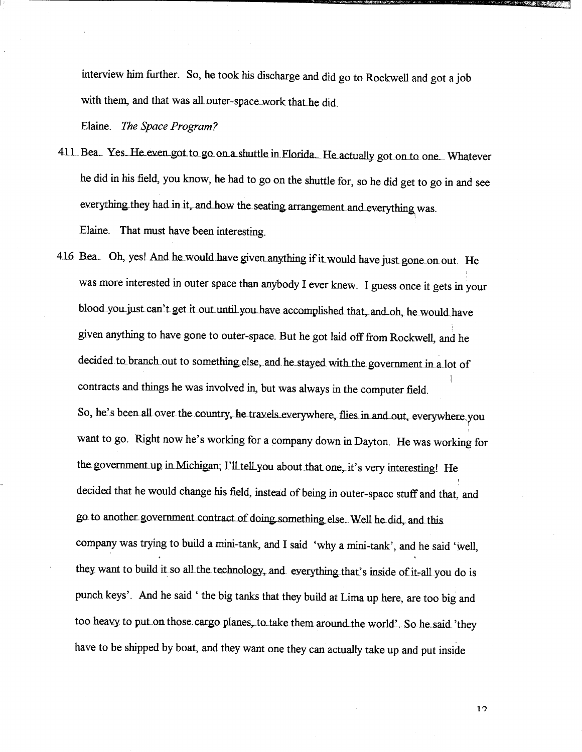interview him further. So, he took his discharge and did go to Rockwell and got a job with them, and that was all outer-space work that he did.

Elaine. *The Space Program?*

411 Bea. Yes. He even got to go on a shuttle in Florida. He actually got on to one. Whatever he did in his field, you know, he had to go on the shuttle for, so he did get to go in and see everything they had in it, and how the seating arrangement and everything was.

Elaine. That must have been interesting.

416 Bea. Oh, yes! And he would have given anything if it would have just gone on out. He was more interested in outer space than anybody I ever knew. I guess once it gets in your blood you just can't get it out until you have accomplished that, and oh, he would have given anything to have gone to outer-space. But he got laid off from Rockwell, and he decided to branch out to something else, and he stayed with the government in a lot of contracts and things he was involved in, but was always in the computer field.

So, he's been all over the country, he travels everywhere, flies in and out, everywhere you want to go. Right now he's working for a company down in Dayton. He was working for the government up in Michigan; I'll tell you about that one, it's very interesting! He decided that he would change his field, instead of being in outer-space stuff and that, and go to another government contract of doing something else. Well he did, and this company was trying to build a mini-tank, and I said 'why a mini-tank', and he said 'well, they want to build it so all the technology, and everything that's inside of it-all you do is punch keys'. And he said ' the big tanks that they build at Lima up here, are too big and too heavy to put on those cargo planes, to take them around the world'. So he said 'they have to be shipped by boat, and they want one they can actually take up and put inside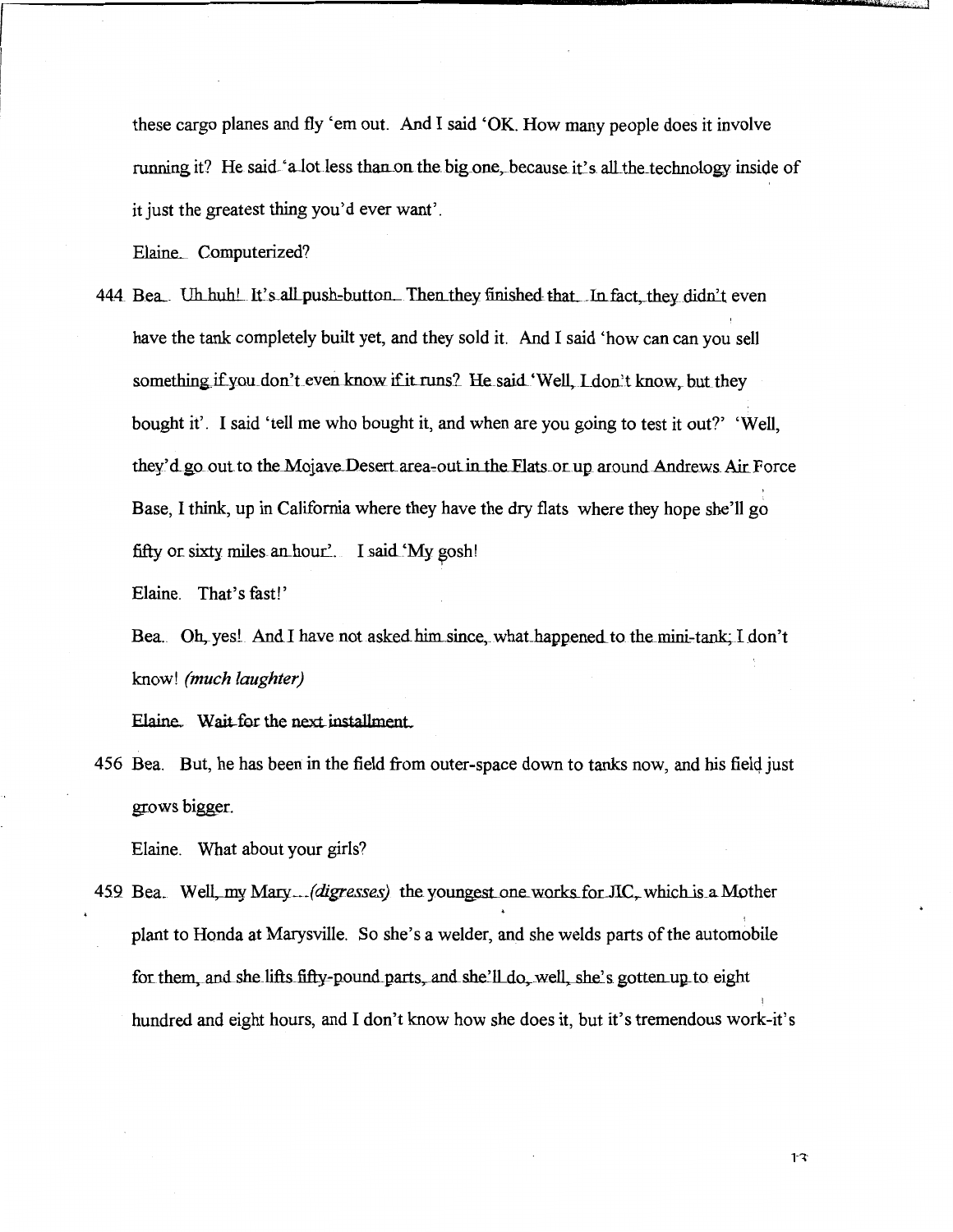these cargo planes and fly 'em out. And I said 'OK. How many people does it involve running it? He said 'a lot less than on the big one, because it's all the technology inside of it just the greatest thing you'd ever want'.

Elaine. Computerized?

444 Bea. Uh huh! It's all push-button. Then they finished that. In fact, they didn't even have the tank completely built yet, and they sold it. And I said 'how can can you sell something if you don't even know if it runs? He said 'Well, I don't know, but they bought it'. I said 'tell me who bought it, and when are you going to test it out?' 'Well, they'd go out to the Mojave Desert area-out in the Flats or up around Andrews Air Force Base, I think, up in California where they have the dry flats where they hope she'll go fifty or sixty miles an hour'. I said 'My gosh!

Elaine. That's fast!'

Bea. Oh, yes! And I have not asked him since, what happened to the mini-tank; I don't know! *(much laughter)*

Elaine. Wait for the next installment.

456 Bea. But, he has been in the field from outer-space down to tanks now, and his field just grows bigger.

Elaine. What about your girls?

459 Bea. Well, my Mary... *(digresses)* the youngest one works for JIC, which is a Mother plant to Honda at Marysville. So she's a welder, and she welds parts of the automobile for them, and she lifts fifty-pound parts, and she'll do, well, she's gotten up to eight hundred and eight hours, and I don't know how she does it, but it's tremendous work-it's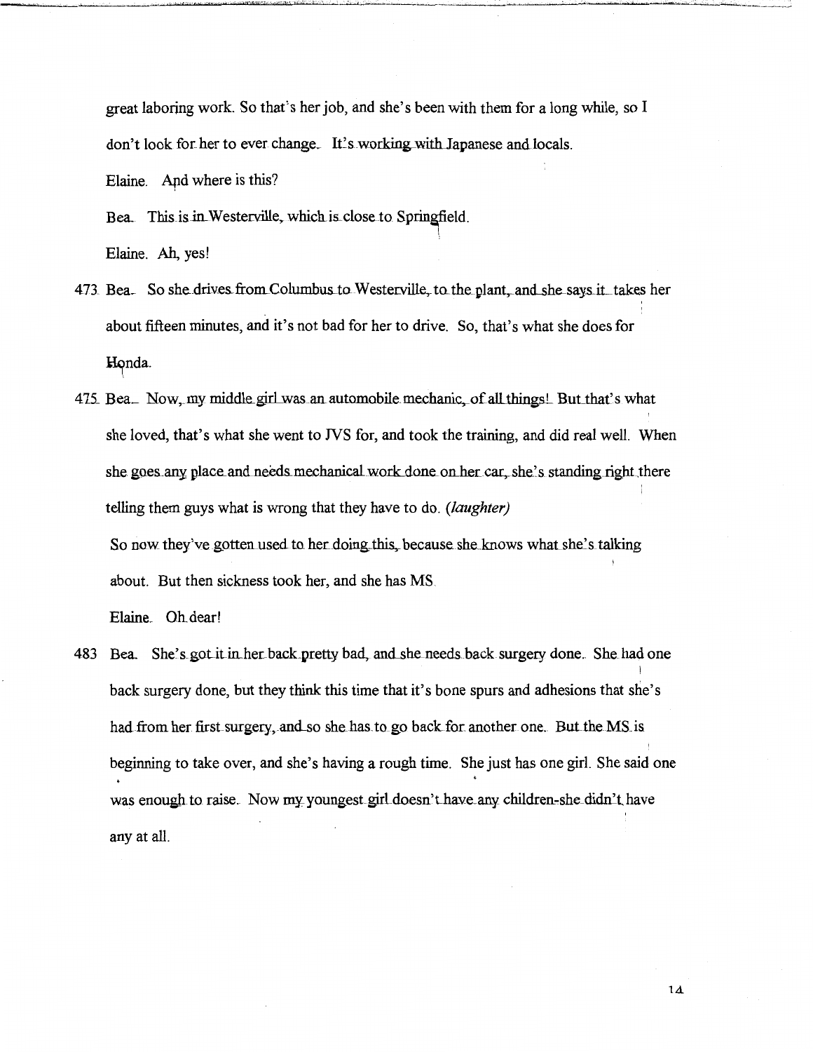great laboring work. So that's her job, and she's been with them for a long while, so I don't look for her to ever change. It's working with Japanese and locals.

Elaine. And where is this?

Bea. This is in Westerville, which is close to Springfield.

Elaine. Ah, yes!

473 Bea. So she drives from Columbus to Westerville, to the plant, and she says it takes her about fifteen minutes, and it's not bad for her to drive. So, that's what she does for Honda.

475 Bea. Now, my middle girl was an automobile mechanic, of all things! But that's what she loved, that's what she went to JVS for, and took the training, and did real well. When she goes any place and needs mechanical work done on her car, she's standing right there telling them guys what is wrong that they have to do. *(laughter)*

So now they've gotten used to her doing this, because she knows what she's talking about. But then sickness took her, and she has MS.

Elaine. Oh dear!

483 Bea. She's got it in her back pretty bad, and she needs back surgery done. She had one back surgery done, but they think this time that it's bone spurs and adhesions that she's had from her first surgery, and so she has to go back for another one. But the MS is beginning to take over, and she's having a rough time. She just has one girl. She said one was enough to raise. Now my youngest girl doesn't have any children-she didn't have any at all.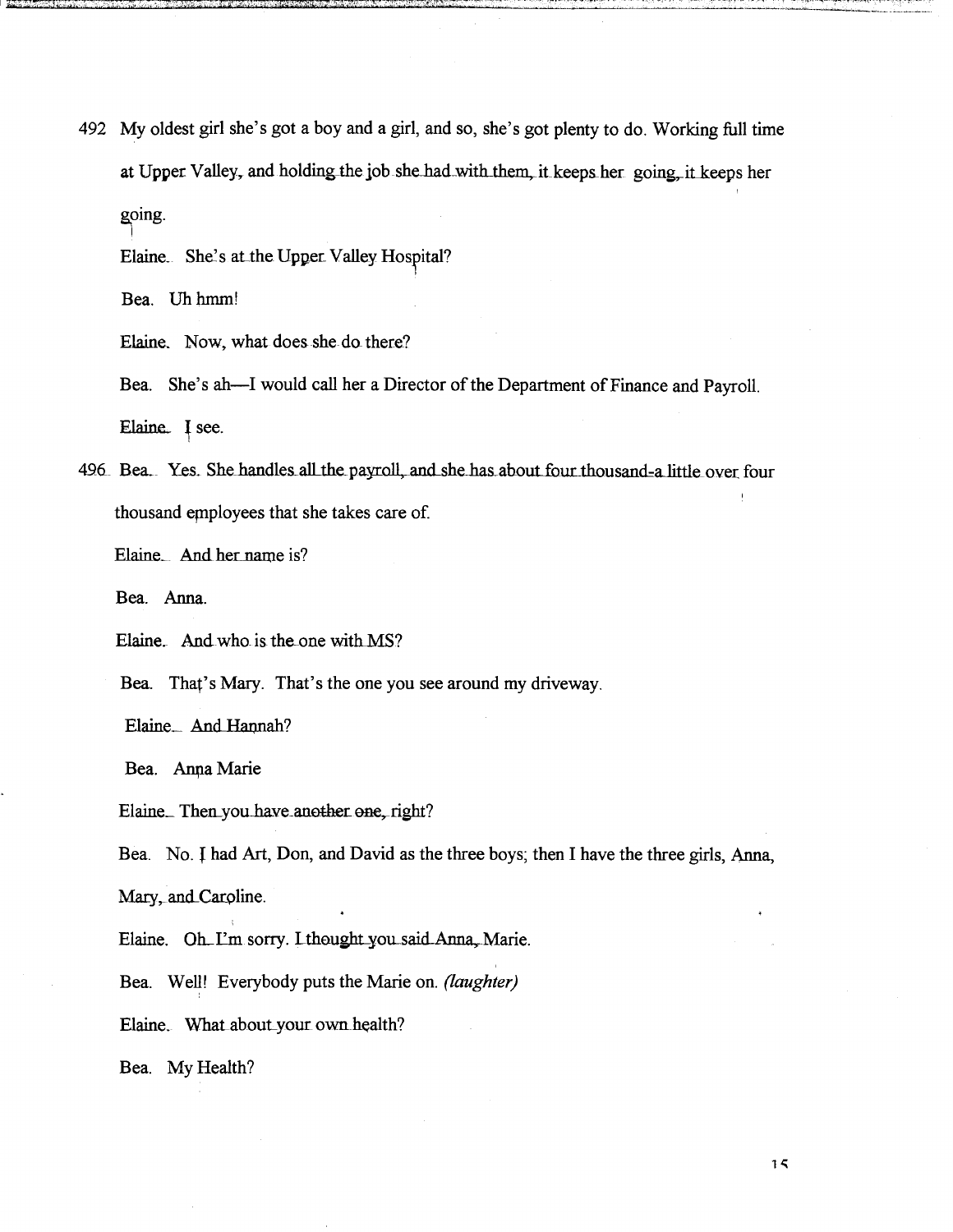492 My oldest girl she's got a boy and a girl, and so, she's got plenty to do. Working full time at Upper Valley, and holding the job she had with them, it keeps her going, it keeps her going.

Elaine. She's at the Upper Valley Hospital?

Bea. Uh hmm!

Elaine. Now, what does she do there?

Bea. She's ah—I would call her a Director of the Department of Finance and Payroll.

Elaine. I see.

496 Bea. Yes. She handles all the payroll, and she has about four thousand-a little over four thousand employees that she takes care of.

Elaine. And her name is?

Bea. Anna.

Elaine. And who is the one with MS?

Bea. That's Mary. That's the one you see around my driveway.

Elaine. And Hannah?

Bea. Anna Marie

Elaine. Then you have another one, right?

Bea. No. I had Art, Don, and David as the three boys; then I have the three girls, Anna, Mary, and Caroline.

Elaine. Oh I'm sorry. I thought you said Anna, Marie.

Bea. Well! Everybody puts the Marie on. *(laughter)*

Elaine. What about your own health?

Bea. My Health?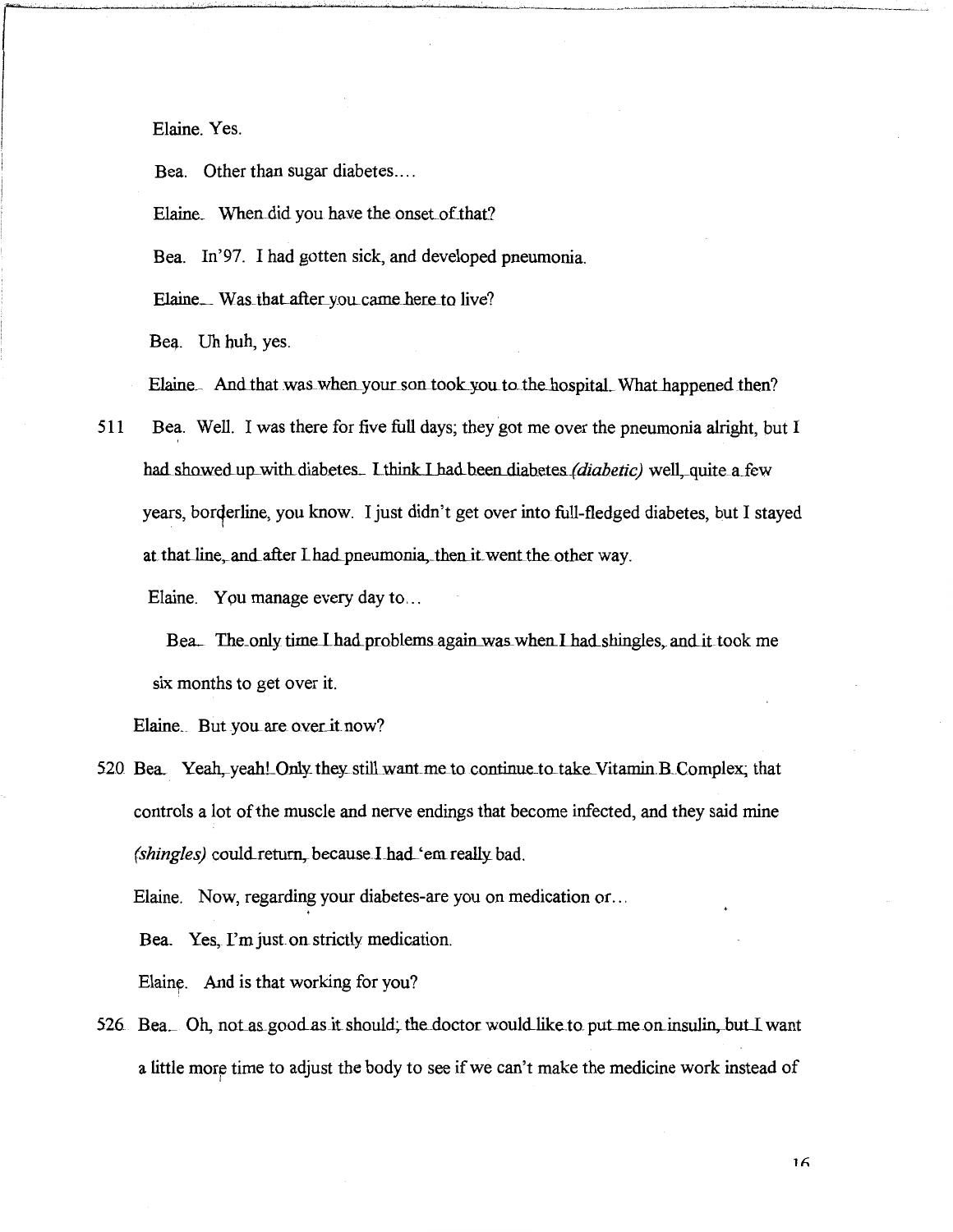Elaine. Yes.

Bea. Other than sugar diabetes....

Elaine. When did you have the onset of that?

Bea. In'97. I had gotten sick, and developed pneumonia.

Elaine. Was that after you came here to live?

Bea. Uh huh, yes.

Elaine. And that was when your son took you to the hospital. What happened then?

511 Bea. Well. I was there for five full days; they got me over the pneumonia alright, but I had showed up with diabetes. I think I had been diabetes *(diabetic)* well, quite a few years, borderline, you know. I just didn't get over into full-fledged diabetes, but I stayed at that line, and after I had pneumonia, then it went the other way.

Elaine. You manage every day to...

Bea. The only time I had problems again was when I had shingles, and it took me six months to get over it.

Elaine. But you are over it now?

520 Bea. Yeah, yeah! Only they still want me to continue to take Vitamin B Complex; that controls a lot of the muscle and nerve endings that become infected, and they said mine *(shingles)* could return, because I had 'em really bad.

Elaine. Now, regarding your diabetes-are you on medication or...

Bea. Yes, I'm just on strictly medication.

Elaine. And is that working for you?

526 Bea. Oh, not as good as it should; the doctor would like to put me on insulin, but I want a little more time to adjust the body to see if we can't make the medicine work instead of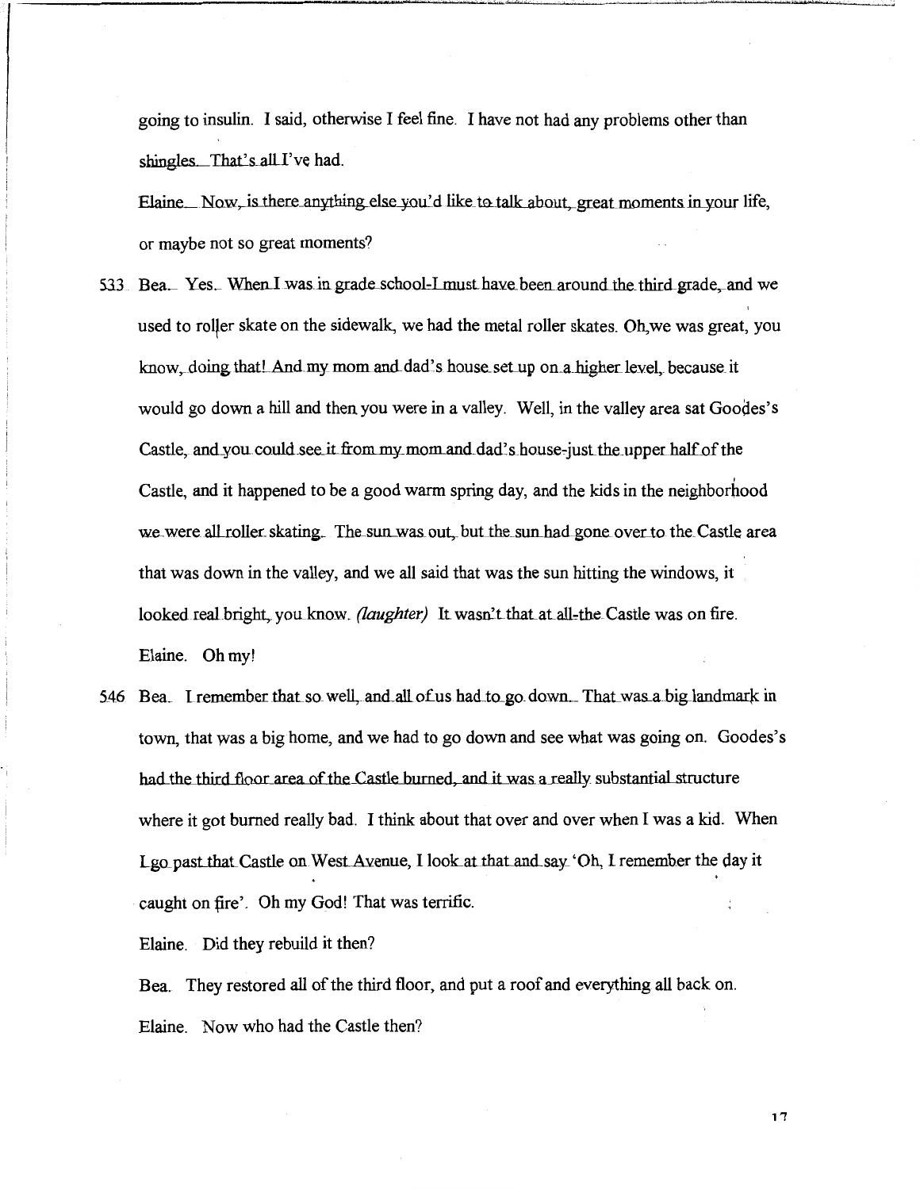going to insulin. I said, otherwise I feel fine. I have not had any problems other than shingles. That's all I've had.

Elaine. Now, is there anything else you'd like to talk about, great moments in your life, or maybe not so great moments?

533 Bea. Yes. When I was in grade school-I must have been around the third grade, and we used to roller skate on the sidewalk, we had the metal roller skates. Oh,we was great, you know, doing that! And my mom and dad's house set up on a higher level, because it would go down a hill and then you were in a valley. Well, in the valley area sat Goodes's Castle, and you could see it from my mom and dad's house-just the upper half of the Castle, and it happened to be a good warm spring day, and the kids in the neighborhood we were all roller skating. The sun was out, but the sun had gone over to the Castle area that was down in the valley, and we all said that was the sun hitting the windows, it looked real bright, you know. *(laughter)* It wasn't that at all-the Castle was on fire.

Elaine. Oh my!

546 Bea. I remember that so well, and all of us had to go down. That was a big landmark in town, that was a big home, and we had to go down and see what was going on. Goodes's had the third floor area of the Castle burned, and it was a really substantial structure where it got burned really bad. I think about that over and over when I was a kid. When I go past that Castle on West Avenue, I look at that and say 'Oh, I remember the day it caught on fire'. Oh my God! That was terrific.

Elaine. Did they rebuild it then?

Bea. They restored all of the third floor, and put a roof and everything all back on.

Elaine. Now who had the Castle then?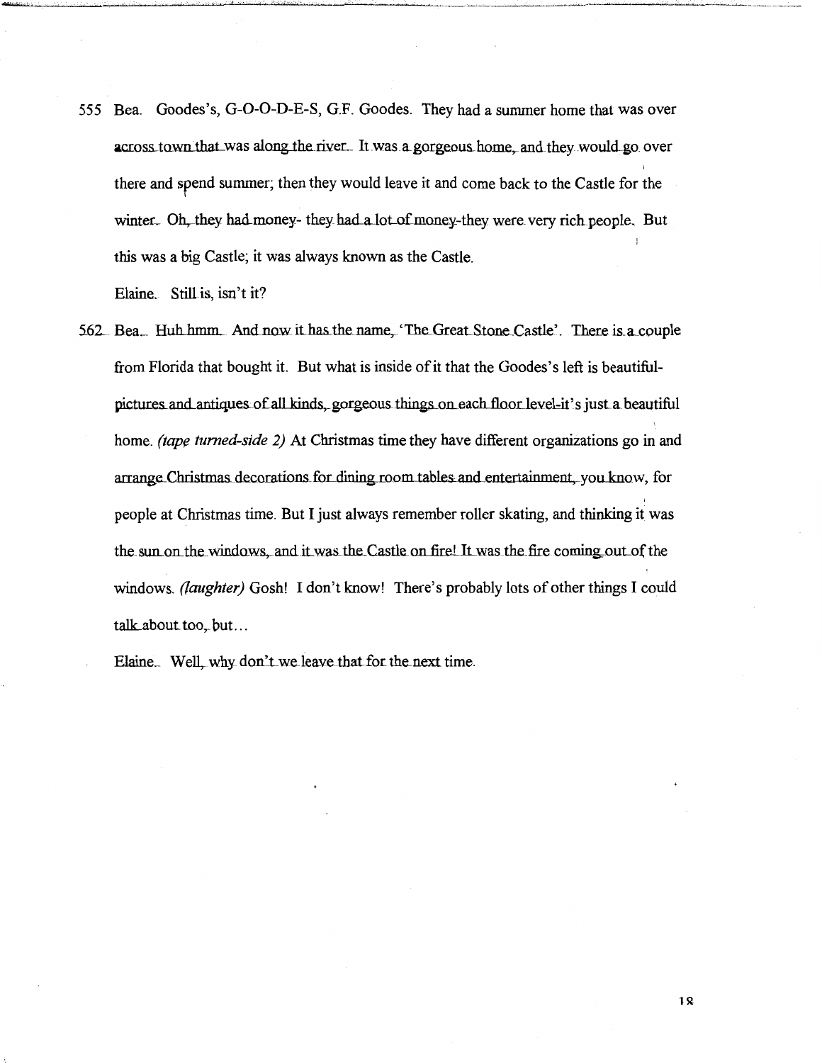555 Bea. Goodes's, G-O-O-D-E-S, G.F. Goodes. They had a summer home that was over across town that was along the river. It was a gorgeous home, and they would go over there and spend summer; then they would leave it and come back to the Castle for the winter. Oh, they had money- they had a lot of money-they were very rich people. But this was a big Castle; it was always known as the Castle.

Elaine. Still is, isn't it?

562 Bea. Huh hmm. And now it has the name, 'The Great Stone Castle'. There is a couple from Florida that bought it. But what is inside of it that the Goodes's left is beautiful- pictures and antiques of all kinds, gorgeous things on each floor level-it's just a beautiful home. *(tape turned-side 2)* At Christmas time they have different organizations go in and arrange Christmas decorations for dining room tables and entertainment, you know, for people at Christmas time. But I just always remember roller skating, and thinking it was the sun on the windows, and it was the Castle on fire! It was the fire coming out of the windows. *(laughter)* Gosh! I don't know! There's probably lots of other things I could talk about too, but...

Elaine. Well, why don't we leave that for the next time.